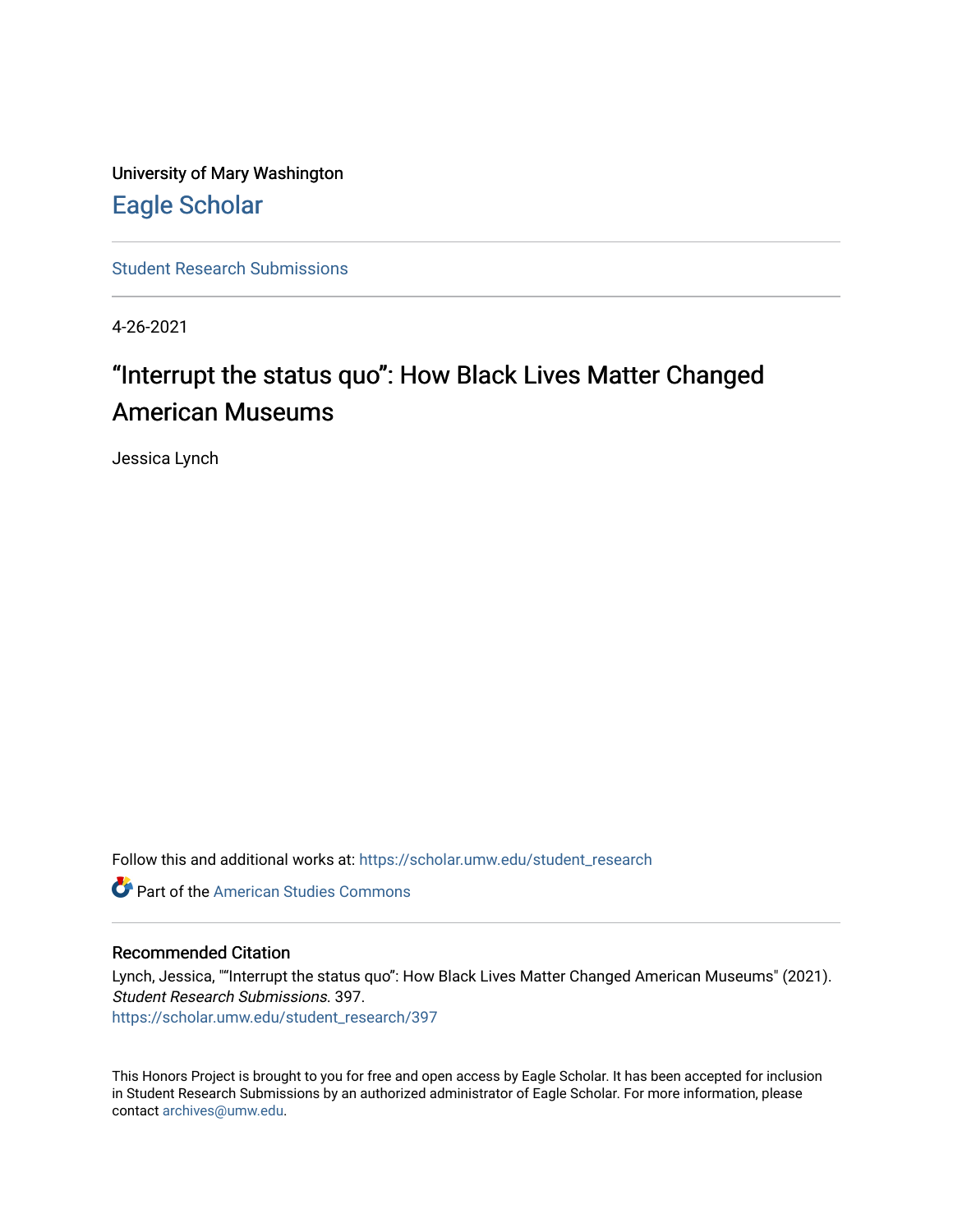University of Mary Washington

# Eagle Scholar

Student Research Submissions

4-26-2021

## “Interrupt the status quo”: How Black Lives Matter Changed American Museums

Jessica Lynch

Follow this and additional works at: https://scholar.umw.edu/student_research

Part of the American Studies Commons

### Recommended Citation

Lynch, Jessica, "“Interrupt the status quo”: How Black Lives Matter Changed American Museums" (2021). *Student Research Submissions*. 397.
https://scholar.umw.edu/student_research/397

This Honors Project is brought to you for free and open access by Eagle Scholar. It has been accepted for inclusion in Student Research Submissions by an authorized administrator of Eagle Scholar. For more information, please contact archives@umw.edu.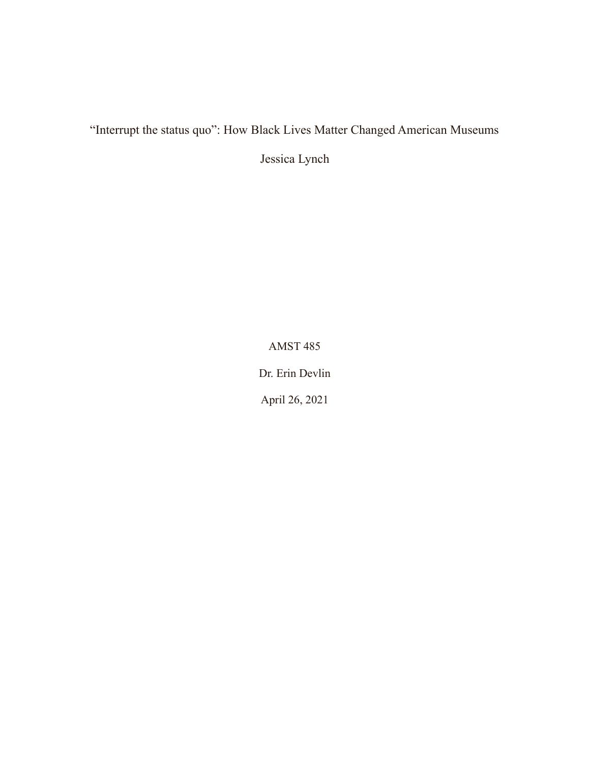# "Interrupt the status quo": How Black Lives Matter Changed American Museums

Jessica Lynch

AMST 485

Dr. Erin Devlin

April 26, 2021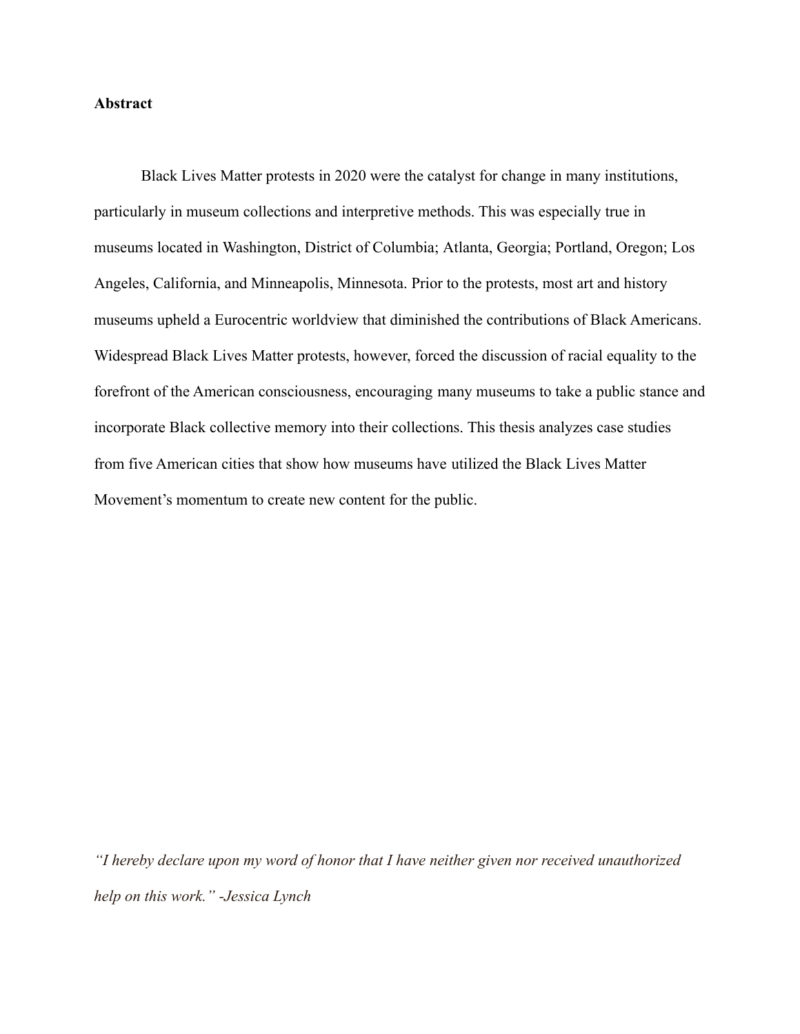**Abstract**

Black Lives Matter protests in 2020 were the catalyst for change in many institutions, particularly in museum collections and interpretive methods. This was especially true in museums located in Washington, District of Columbia; Atlanta, Georgia; Portland, Oregon; Los Angeles, California, and Minneapolis, Minnesota. Prior to the protests, most art and history museums upheld a Eurocentric worldview that diminished the contributions of Black Americans. Widespread Black Lives Matter protests, however, forced the discussion of racial equality to the forefront of the American consciousness, encouraging many museums to take a public stance and incorporate Black collective memory into their collections. This thesis analyzes case studies from five American cities that show how museums have utilized the Black Lives Matter Movement's momentum to create new content for the public.

*"I hereby declare upon my word of honor that I have neither given nor received unauthorized help on this work." -Jessica Lynch*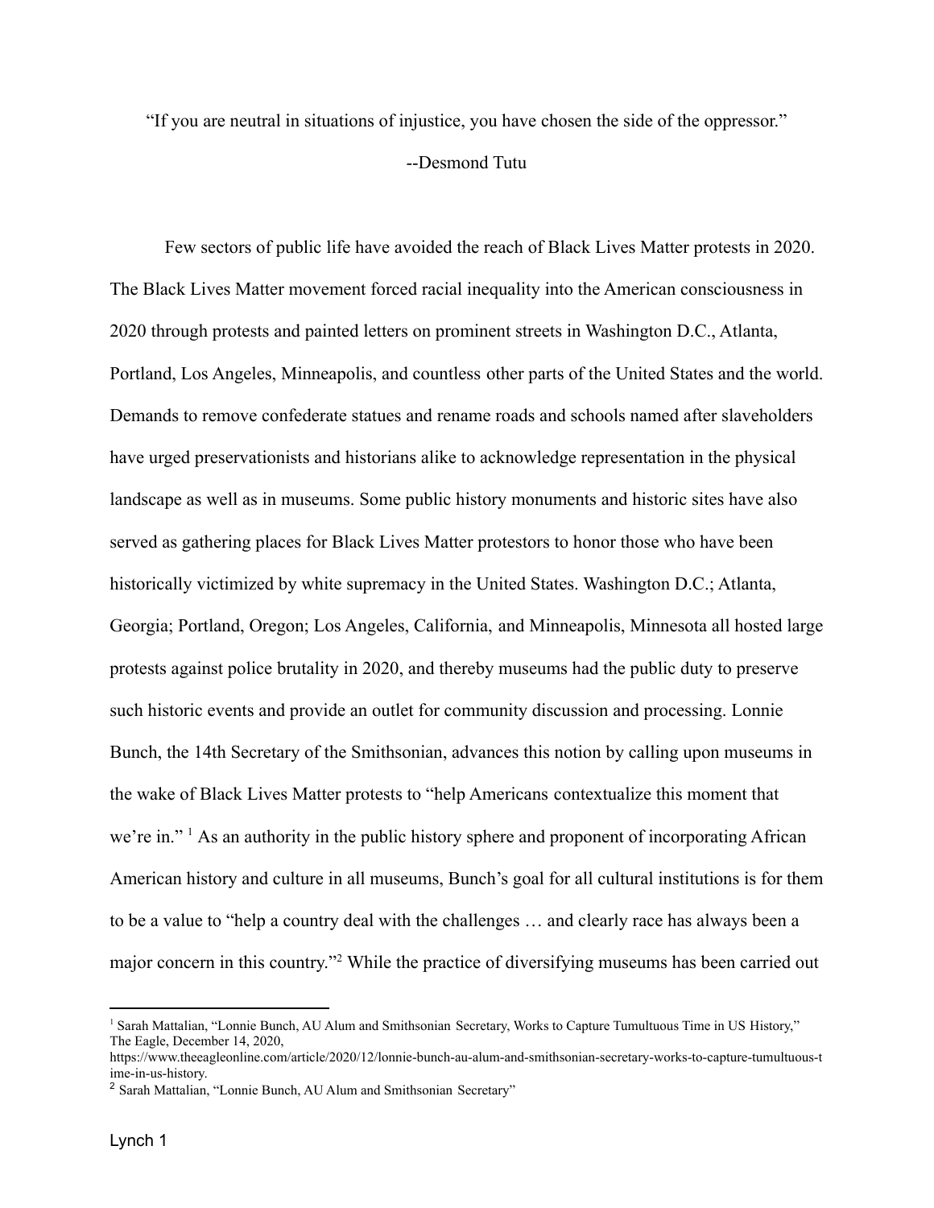"If you are neutral in situations of injustice, you have chosen the side of the oppressor."

--Desmond Tutu

Few sectors of public life have avoided the reach of Black Lives Matter protests in 2020. The Black Lives Matter movement forced racial inequality into the American consciousness in 2020 through protests and painted letters on prominent streets in Washington D.C., Atlanta, Portland, Los Angeles, Minneapolis, and countless other parts of the United States and the world. Demands to remove confederate statues and rename roads and schools named after slaveholders have urged preservationists and historians alike to acknowledge representation in the physical landscape as well as in museums. Some public history monuments and historic sites have also served as gathering places for Black Lives Matter protestors to honor those who have been historically victimized by white supremacy in the United States. Washington D.C.; Atlanta, Georgia; Portland, Oregon; Los Angeles, California, and Minneapolis, Minnesota all hosted large protests against police brutality in 2020, and thereby museums had the public duty to preserve such historic events and provide an outlet for community discussion and processing. Lonnie Bunch, the 14th Secretary of the Smithsonian, advances this notion by calling upon museums in the wake of Black Lives Matter protests to "help Americans contextualize this moment that we're in." [1] As an authority in the public history sphere and proponent of incorporating African American history and culture in all museums, Bunch's goal for all cultural institutions is for them to be a value to "help a country deal with the challenges … and clearly race has always been a major concern in this country."[2] While the practice of diversifying museums has been carried out

---

[1] Sarah Mattalian, "Lonnie Bunch, AU Alum and Smithsonian Secretary, Works to Capture Tumultuous Time in US History," The Eagle, December 14, 2020, https://www.theeagleonline.com/article/2020/12/lonnie-bunch-au-alum-and-smithsonian-secretary-works-to-capture-tumultuous-time-in-us-history.

[2] Sarah Mattalian, "Lonnie Bunch, AU Alum and Smithsonian Secretary"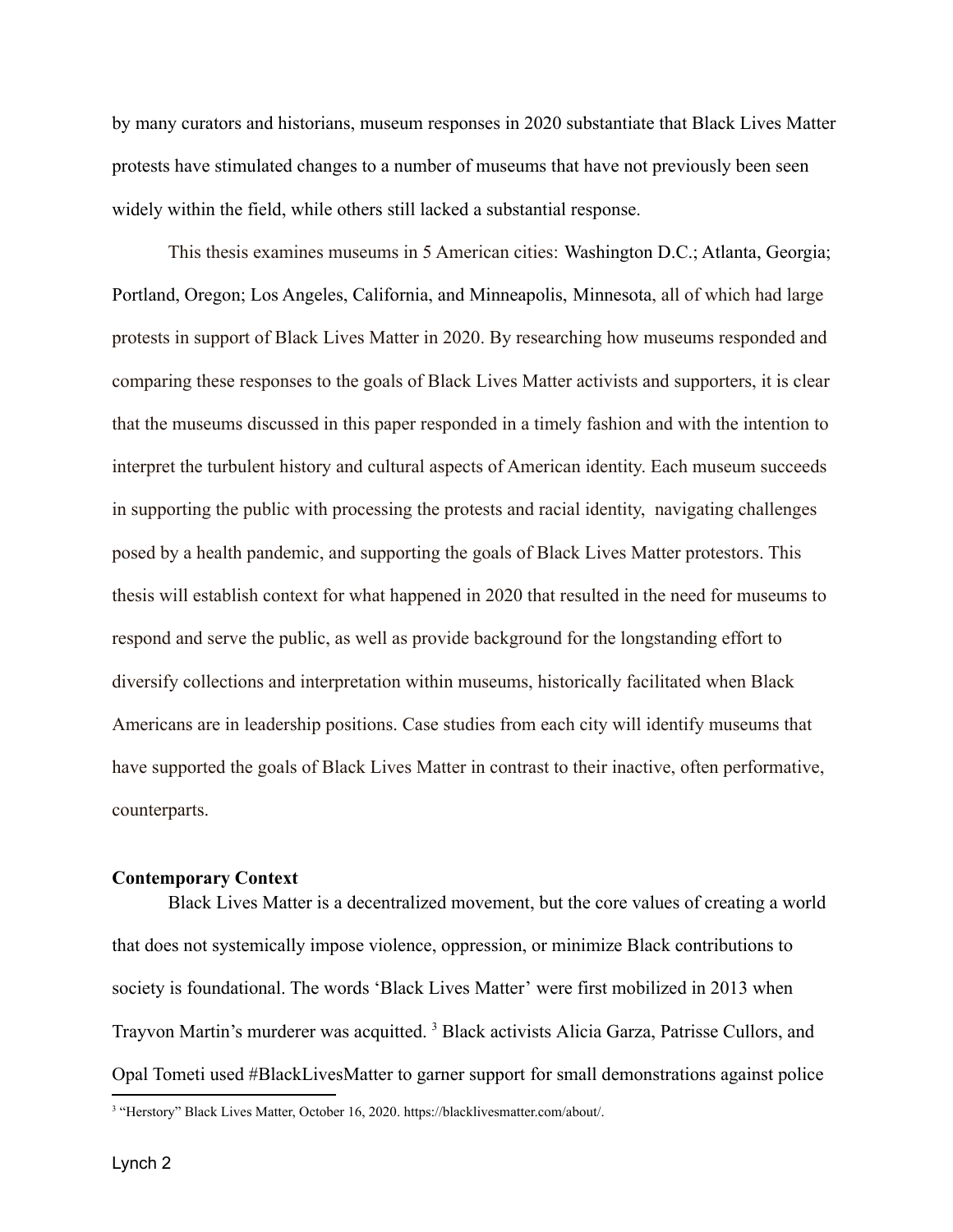by many curators and historians, museum responses in 2020 substantiate that Black Lives Matter protests have stimulated changes to a number of museums that have not previously been seen widely within the field, while others still lacked a substantial response.

This thesis examines museums in 5 American cities: Washington D.C.; Atlanta, Georgia; Portland, Oregon; Los Angeles, California, and Minneapolis, Minnesota, all of which had large protests in support of Black Lives Matter in 2020. By researching how museums responded and comparing these responses to the goals of Black Lives Matter activists and supporters, it is clear that the museums discussed in this paper responded in a timely fashion and with the intention to interpret the turbulent history and cultural aspects of American identity. Each museum succeeds in supporting the public with processing the protests and racial identity, navigating challenges posed by a health pandemic, and supporting the goals of Black Lives Matter protestors. This thesis will establish context for what happened in 2020 that resulted in the need for museums to respond and serve the public, as well as provide background for the longstanding effort to diversify collections and interpretation within museums, historically facilitated when Black Americans are in leadership positions. Case studies from each city will identify museums that have supported the goals of Black Lives Matter in contrast to their inactive, often performative, counterparts.

**Contemporary Context**

Black Lives Matter is a decentralized movement, but the core values of creating a world that does not systemically impose violence, oppression, or minimize Black contributions to society is foundational. The words 'Black Lives Matter' were first mobilized in 2013 when Trayvon Martin's murderer was acquitted. [3] Black activists Alicia Garza, Patrisse Cullors, and Opal Tometi used #BlackLivesMatter to garner support for small demonstrations against police

[3] "Herstory" Black Lives Matter, October 16, 2020. https://blacklivesmatter.com/about/.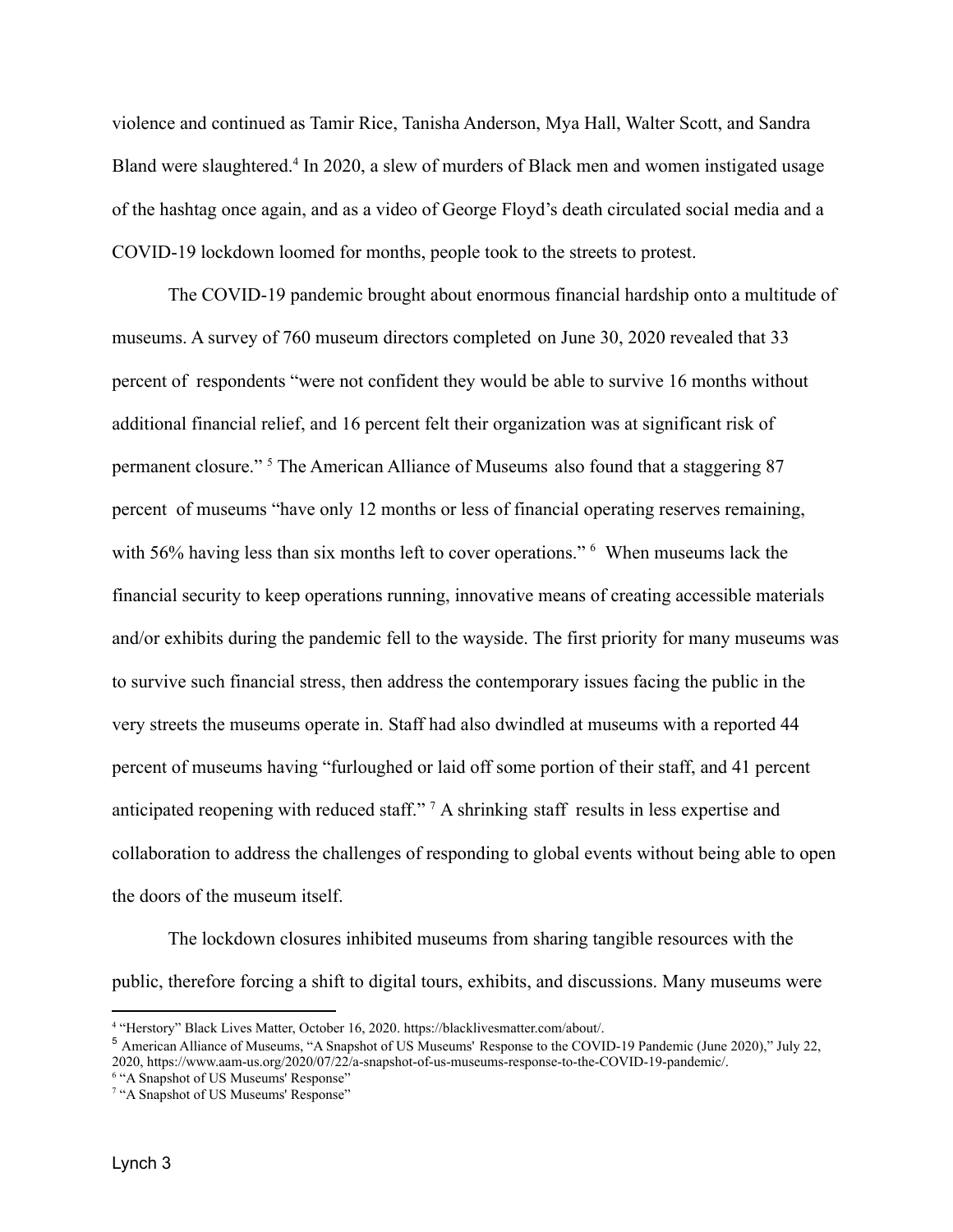violence and continued as Tamir Rice, Tanisha Anderson, Mya Hall, Walter Scott, and Sandra Bland were slaughtered.[4] In 2020, a slew of murders of Black men and women instigated usage of the hashtag once again, and as a video of George Floyd's death circulated social media and a COVID-19 lockdown loomed for months, people took to the streets to protest.

The COVID-19 pandemic brought about enormous financial hardship onto a multitude of museums. A survey of 760 museum directors completed on June 30, 2020 revealed that 33 percent of respondents "were not confident they would be able to survive 16 months without additional financial relief, and 16 percent felt their organization was at significant risk of permanent closure." [5] The American Alliance of Museums also found that a staggering 87 percent of museums "have only 12 months or less of financial operating reserves remaining, with 56% having less than six months left to cover operations." [6] When museums lack the financial security to keep operations running, innovative means of creating accessible materials and/or exhibits during the pandemic fell to the wayside. The first priority for many museums was to survive such financial stress, then address the contemporary issues facing the public in the very streets the museums operate in. Staff had also dwindled at museums with a reported 44 percent of museums having "furloughed or laid off some portion of their staff, and 41 percent anticipated reopening with reduced staff." [7] A shrinking staff results in less expertise and collaboration to address the challenges of responding to global events without being able to open the doors of the museum itself.

The lockdown closures inhibited museums from sharing tangible resources with the public, therefore forcing a shift to digital tours, exhibits, and discussions. Many museums were

---

[4] "Herstory" Black Lives Matter, October 16, 2020. https://blacklivesmatter.com/about/.

[5] American Alliance of Museums, "A Snapshot of US Museums' Response to the COVID-19 Pandemic (June 2020)," July 22, 2020, https://www.aam-us.org/2020/07/22/a-snapshot-of-us-museums-response-to-the-COVID-19-pandemic/.

[6] "A Snapshot of US Museums' Response"

[7] "A Snapshot of US Museums' Response"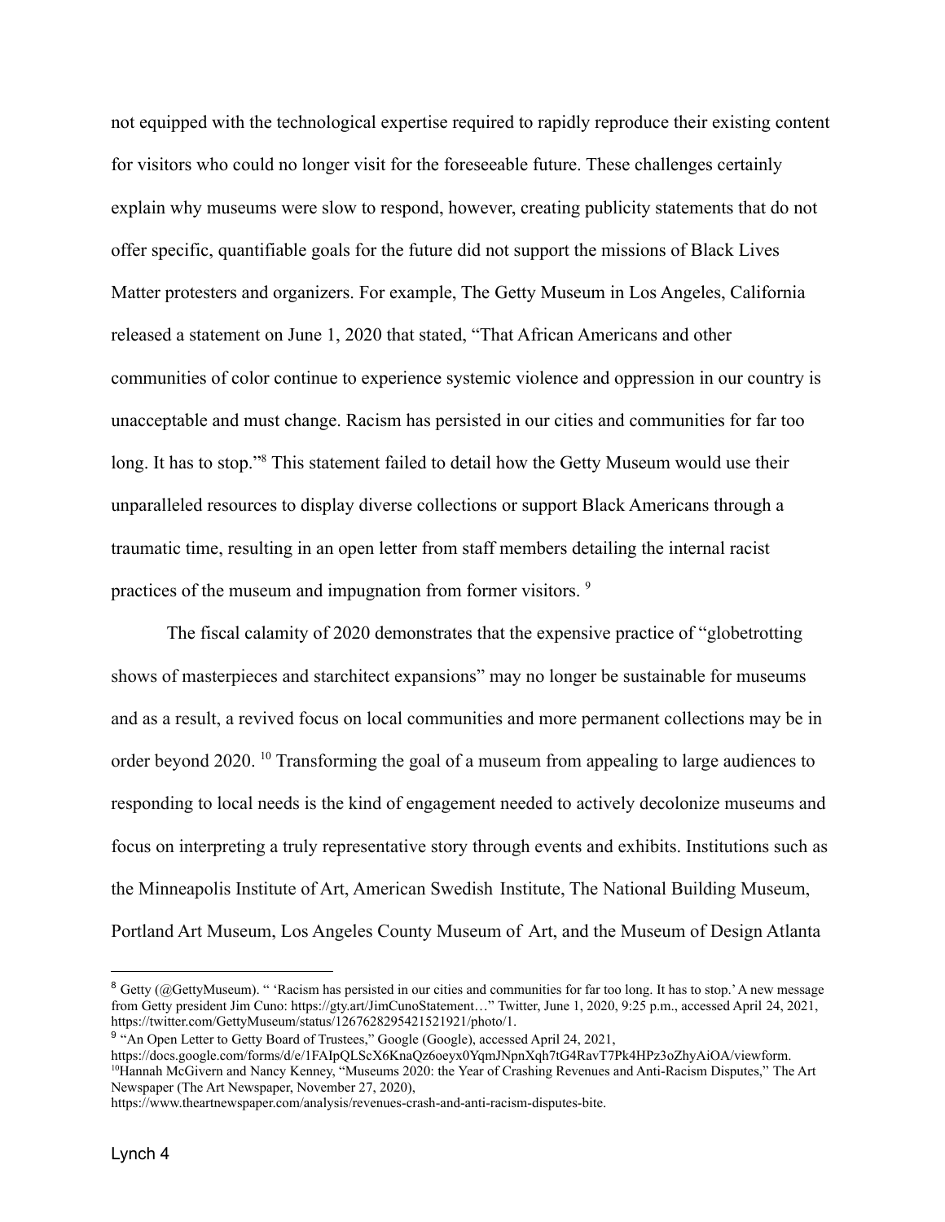not equipped with the technological expertise required to rapidly reproduce their existing content for visitors who could no longer visit for the foreseeable future. These challenges certainly explain why museums were slow to respond, however, creating publicity statements that do not offer specific, quantifiable goals for the future did not support the missions of Black Lives Matter protesters and organizers. For example, The Getty Museum in Los Angeles, California released a statement on June 1, 2020 that stated, "That African Americans and other communities of color continue to experience systemic violence and oppression in our country is unacceptable and must change. Racism has persisted in our cities and communities for far too long. It has to stop."[8] This statement failed to detail how the Getty Museum would use their unparalleled resources to display diverse collections or support Black Americans through a traumatic time, resulting in an open letter from staff members detailing the internal racist practices of the museum and impugnation from former visitors. [9]

The fiscal calamity of 2020 demonstrates that the expensive practice of "globetrotting shows of masterpieces and starchitect expansions" may no longer be sustainable for museums and as a result, a revived focus on local communities and more permanent collections may be in order beyond 2020. [10] Transforming the goal of a museum from appealing to large audiences to responding to local needs is the kind of engagement needed to actively decolonize museums and focus on interpreting a truly representative story through events and exhibits. Institutions such as the Minneapolis Institute of Art, American Swedish Institute, The National Building Museum, Portland Art Museum, Los Angeles County Museum of Art, and the Museum of Design Atlanta

---

[8] Getty (@GettyMuseum). " 'Racism has persisted in our cities and communities for far too long. It has to stop.' A new message from Getty president Jim Cuno: https://gty.art/JimCunoStatement…" Twitter, June 1, 2020, 9:25 p.m., accessed April 24, 2021, https://twitter.com/GettyMuseum/status/1267628295421521921/photo/1.

[9] "An Open Letter to Getty Board of Trustees," Google (Google), accessed April 24, 2021, https://docs.google.com/forms/d/e/1FAIpQLScX6KnaQz6oeyx0YqmJNpnXqh7tG4RavT7Pk4HPz3oZhyAiOA/viewform.

[10] Hannah McGivern and Nancy Kenney, "Museums 2020: the Year of Crashing Revenues and Anti-Racism Disputes," The Art Newspaper (The Art Newspaper, November 27, 2020), https://www.theartnewspaper.com/analysis/revenues-crash-and-anti-racism-disputes-bite.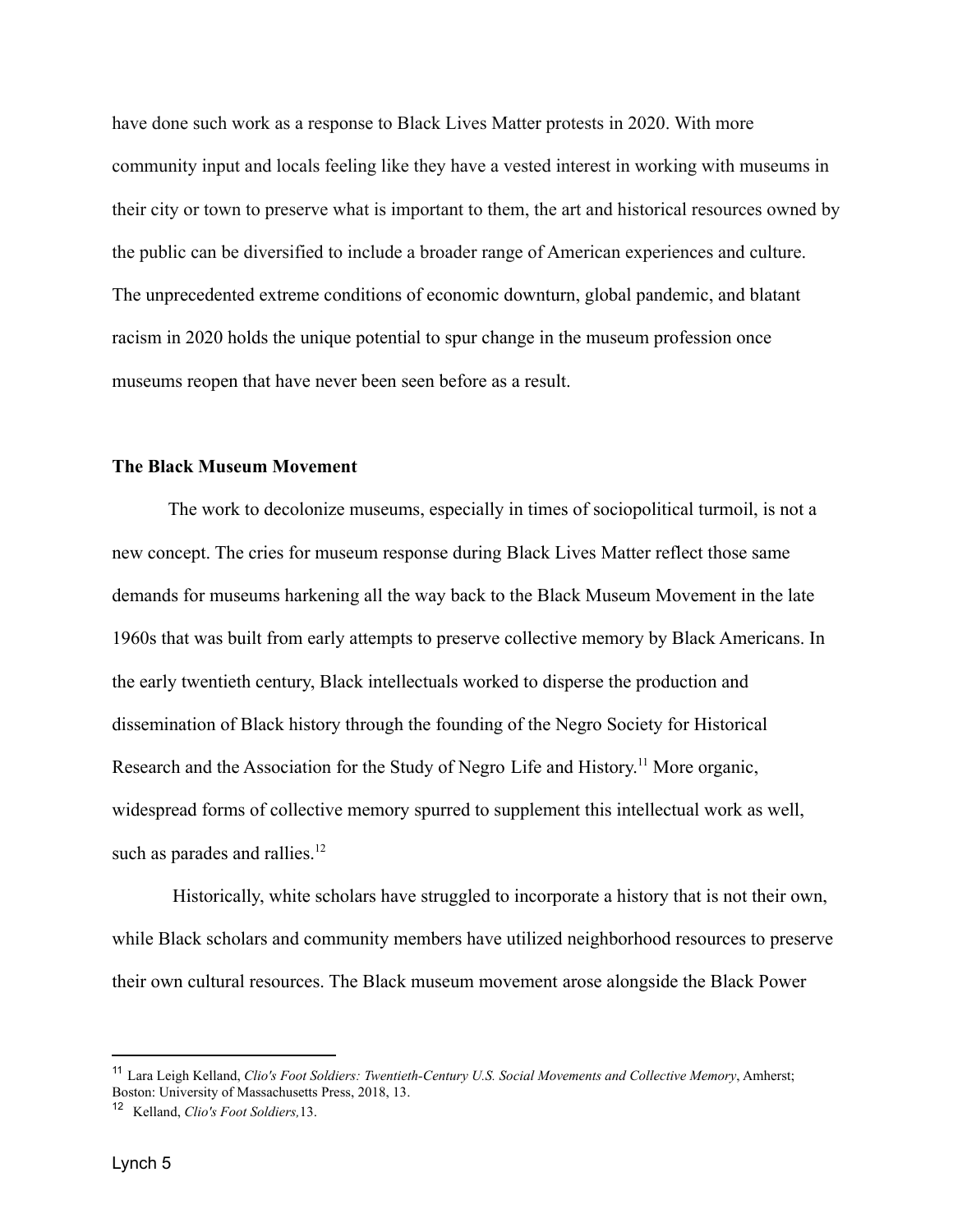have done such work as a response to Black Lives Matter protests in 2020. With more community input and locals feeling like they have a vested interest in working with museums in their city or town to preserve what is important to them, the art and historical resources owned by the public can be diversified to include a broader range of American experiences and culture. The unprecedented extreme conditions of economic downturn, global pandemic, and blatant racism in 2020 holds the unique potential to spur change in the museum profession once museums reopen that have never been seen before as a result.

**The Black Museum Movement**

The work to decolonize museums, especially in times of sociopolitical turmoil, is not a new concept. The cries for museum response during Black Lives Matter reflect those same demands for museums harkening all the way back to the Black Museum Movement in the late 1960s that was built from early attempts to preserve collective memory by Black Americans. In the early twentieth century, Black intellectuals worked to disperse the production and dissemination of Black history through the founding of the Negro Society for Historical Research and the Association for the Study of Negro Life and History.[11] More organic, widespread forms of collective memory spurred to supplement this intellectual work as well, such as parades and rallies.[12]

Historically, white scholars have struggled to incorporate a history that is not their own, while Black scholars and community members have utilized neighborhood resources to preserve their own cultural resources. The Black museum movement arose alongside the Black Power

---

[11] Lara Leigh Kelland, *Clio's Foot Soldiers: Twentieth-Century U.S. Social Movements and Collective Memory*, Amherst; Boston: University of Massachusetts Press, 2018, 13.

[12] Kelland, *Clio's Foot Soldiers,*13.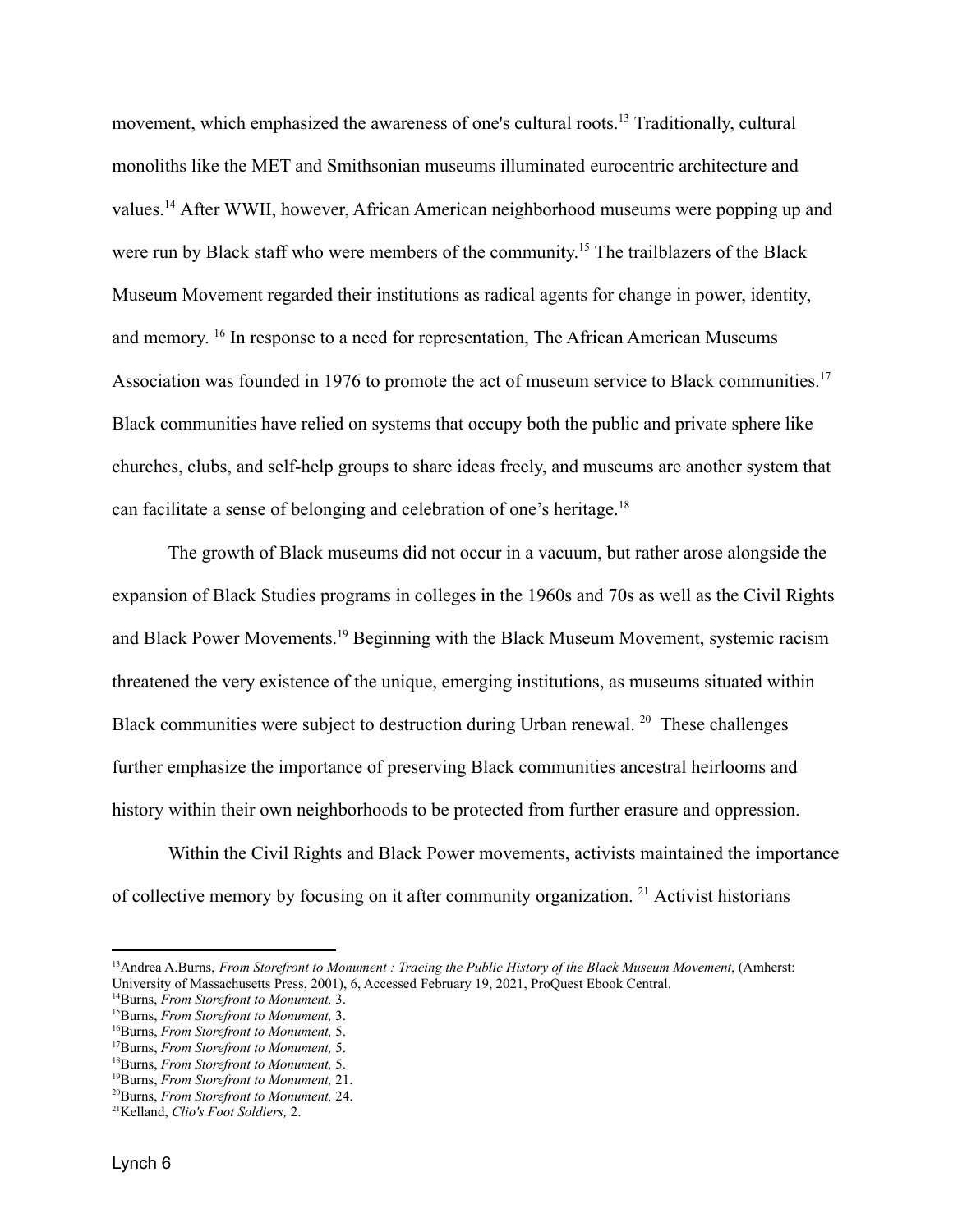movement, which emphasized the awareness of one's cultural roots.[13] Traditionally, cultural monoliths like the MET and Smithsonian museums illuminated eurocentric architecture and values.[14] After WWII, however, African American neighborhood museums were popping up and were run by Black staff who were members of the community.[15] The trailblazers of the Black Museum Movement regarded their institutions as radical agents for change in power, identity, and memory. [16] In response to a need for representation, The African American Museums Association was founded in 1976 to promote the act of museum service to Black communities.[17] Black communities have relied on systems that occupy both the public and private sphere like churches, clubs, and self-help groups to share ideas freely, and museums are another system that can facilitate a sense of belonging and celebration of one's heritage.[18]

The growth of Black museums did not occur in a vacuum, but rather arose alongside the expansion of Black Studies programs in colleges in the 1960s and 70s as well as the Civil Rights and Black Power Movements.[19] Beginning with the Black Museum Movement, systemic racism threatened the very existence of the unique, emerging institutions, as museums situated within Black communities were subject to destruction during Urban renewal. [20] These challenges further emphasize the importance of preserving Black communities ancestral heirlooms and history within their own neighborhoods to be protected from further erasure and oppression.

Within the Civil Rights and Black Power movements, activists maintained the importance of collective memory by focusing on it after community organization. [21] Activist historians

---

[13] Andrea A.Burns, *From Storefront to Monument : Tracing the Public History of the Black Museum Movement*, (Amherst: University of Massachusetts Press, 2001), 6, Accessed February 19, 2021, ProQuest Ebook Central.

[14] Burns, *From Storefront to Monument,* 3.

[15] Burns, *From Storefront to Monument,* 3.

[16] Burns, *From Storefront to Monument,* 5.

[17] Burns, *From Storefront to Monument,* 5.

[18] Burns, *From Storefront to Monument,* 5.

[19] Burns, *From Storefront to Monument,* 21.

[20] Burns, *From Storefront to Monument,* 24.

[21] Kelland, *Clio's Foot Soldiers,* 2.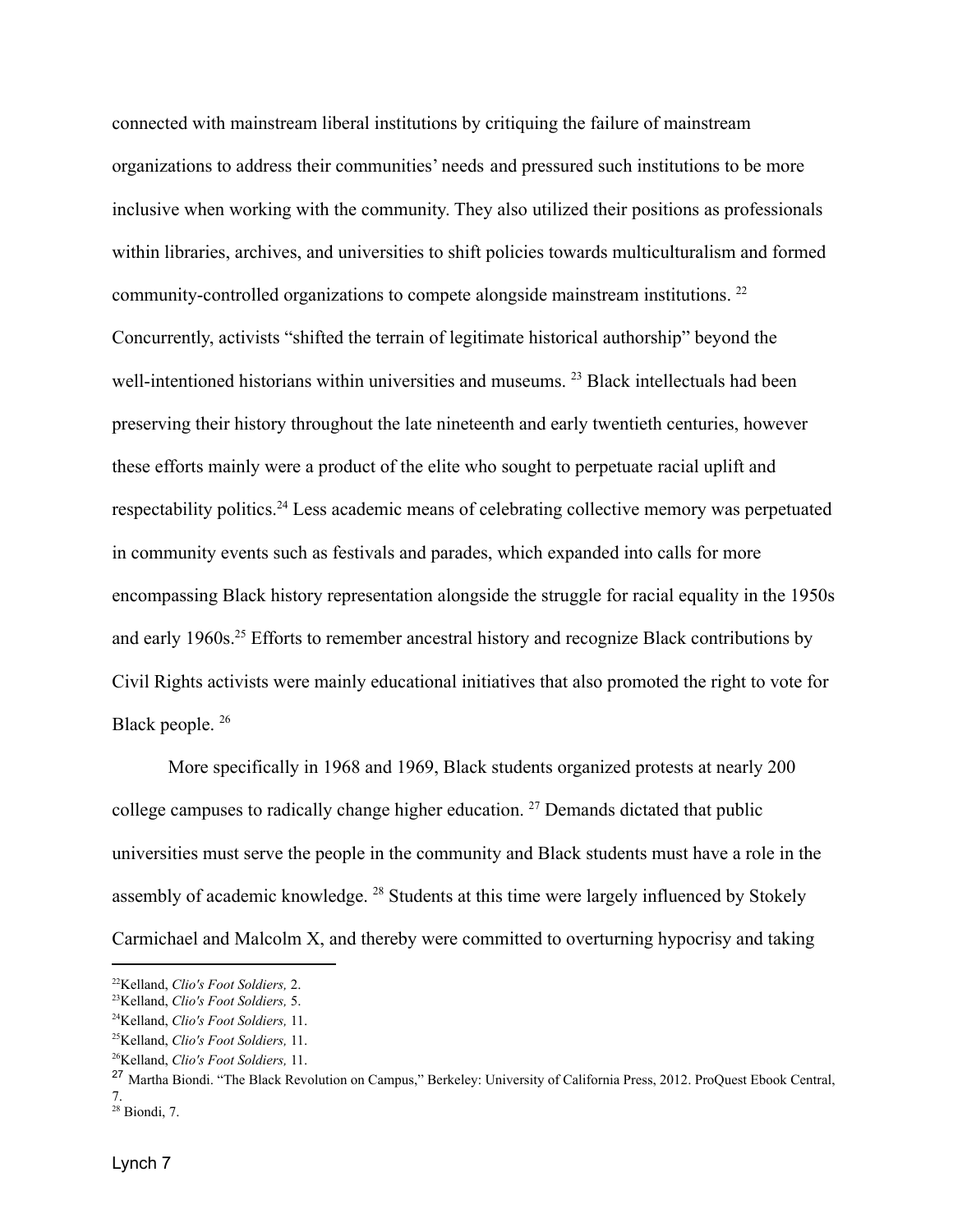connected with mainstream liberal institutions by critiquing the failure of mainstream organizations to address their communities' needs and pressured such institutions to be more inclusive when working with the community. They also utilized their positions as professionals within libraries, archives, and universities to shift policies towards multiculturalism and formed community-controlled organizations to compete alongside mainstream institutions. [22] Concurrently, activists "shifted the terrain of legitimate historical authorship" beyond the well-intentioned historians within universities and museums. [23] Black intellectuals had been preserving their history throughout the late nineteenth and early twentieth centuries, however these efforts mainly were a product of the elite who sought to perpetuate racial uplift and respectability politics.[24] Less academic means of celebrating collective memory was perpetuated in community events such as festivals and parades, which expanded into calls for more encompassing Black history representation alongside the struggle for racial equality in the 1950s and early 1960s.[25] Efforts to remember ancestral history and recognize Black contributions by Civil Rights activists were mainly educational initiatives that also promoted the right to vote for Black people. [26]

More specifically in 1968 and 1969, Black students organized protests at nearly 200 college campuses to radically change higher education. [27] Demands dictated that public universities must serve the people in the community and Black students must have a role in the assembly of academic knowledge. [28] Students at this time were largely influenced by Stokely Carmichael and Malcolm X, and thereby were committed to overturning hypocrisy and taking

---

[22]Kelland, *Clio's Foot Soldiers,* 2.

[23]Kelland, *Clio's Foot Soldiers,* 5.

[24]Kelland, *Clio's Foot Soldiers,* 11.

[25]Kelland, *Clio's Foot Soldiers,* 11.

[26]Kelland, *Clio's Foot Soldiers,* 11.

[27] Martha Biondi. "The Black Revolution on Campus," Berkeley: University of California Press, 2012. ProQuest Ebook Central, 7.

[28] Biondi, 7.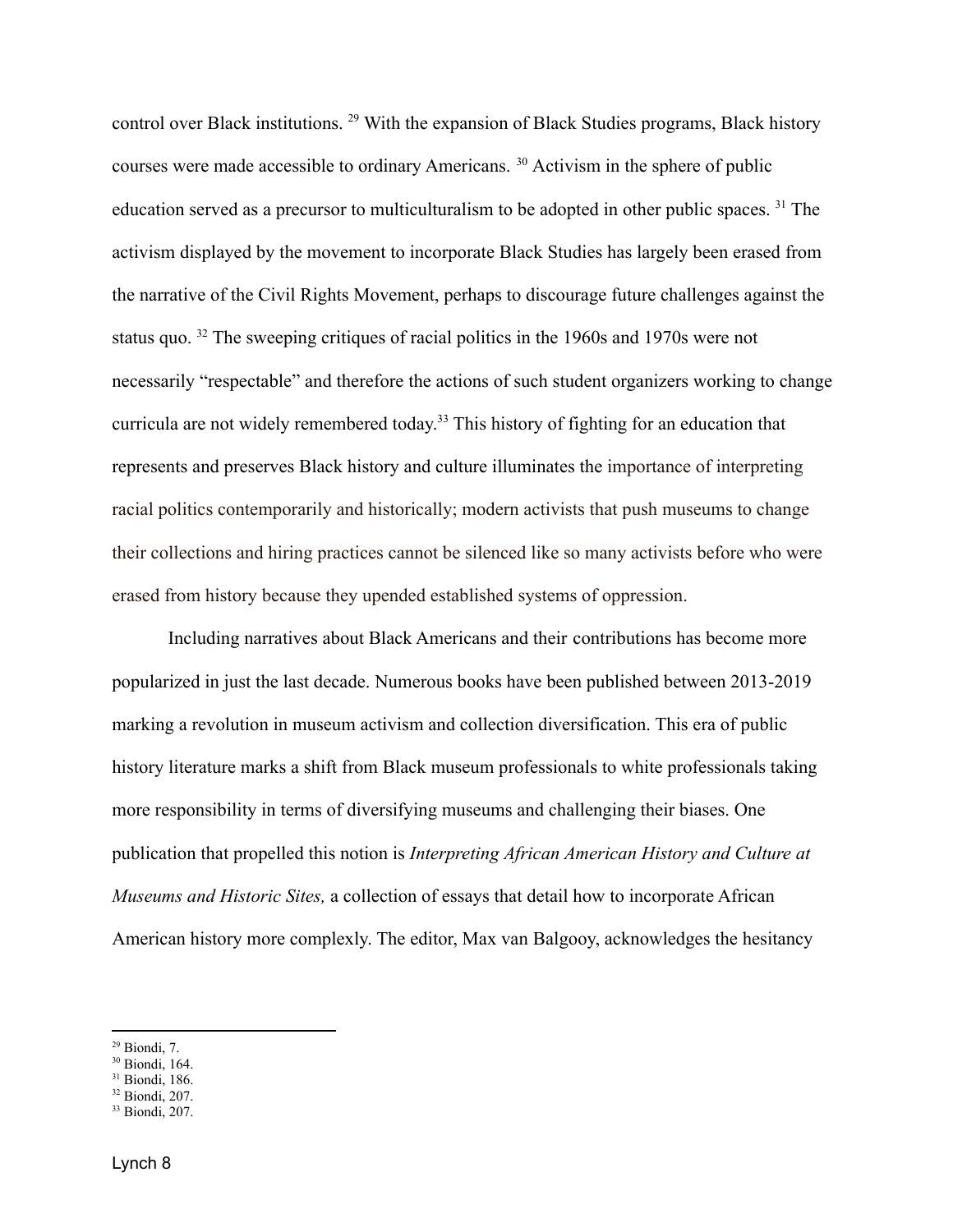control over Black institutions. [29] With the expansion of Black Studies programs, Black history courses were made accessible to ordinary Americans. [30] Activism in the sphere of public education served as a precursor to multiculturalism to be adopted in other public spaces. [31] The activism displayed by the movement to incorporate Black Studies has largely been erased from the narrative of the Civil Rights Movement, perhaps to discourage future challenges against the status quo. [32] The sweeping critiques of racial politics in the 1960s and 1970s were not necessarily "respectable" and therefore the actions of such student organizers working to change curricula are not widely remembered today.[33] This history of fighting for an education that represents and preserves Black history and culture illuminates the importance of interpreting racial politics contemporarily and historically; modern activists that push museums to change their collections and hiring practices cannot be silenced like so many activists before who were erased from history because they upended established systems of oppression.

Including narratives about Black Americans and their contributions has become more popularized in just the last decade. Numerous books have been published between 2013-2019 marking a revolution in museum activism and collection diversification. This era of public history literature marks a shift from Black museum professionals to white professionals taking more responsibility in terms of diversifying museums and challenging their biases. One publication that propelled this notion is *Interpreting African American History and Culture at Museums and Historic Sites,* a collection of essays that detail how to incorporate African American history more complexly. The editor, Max van Balgooy, acknowledges the hesitancy

---

[29] Biondi, 7.
[30] Biondi, 164.
[31] Biondi, 186.
[32] Biondi, 207.
[33] Biondi, 207.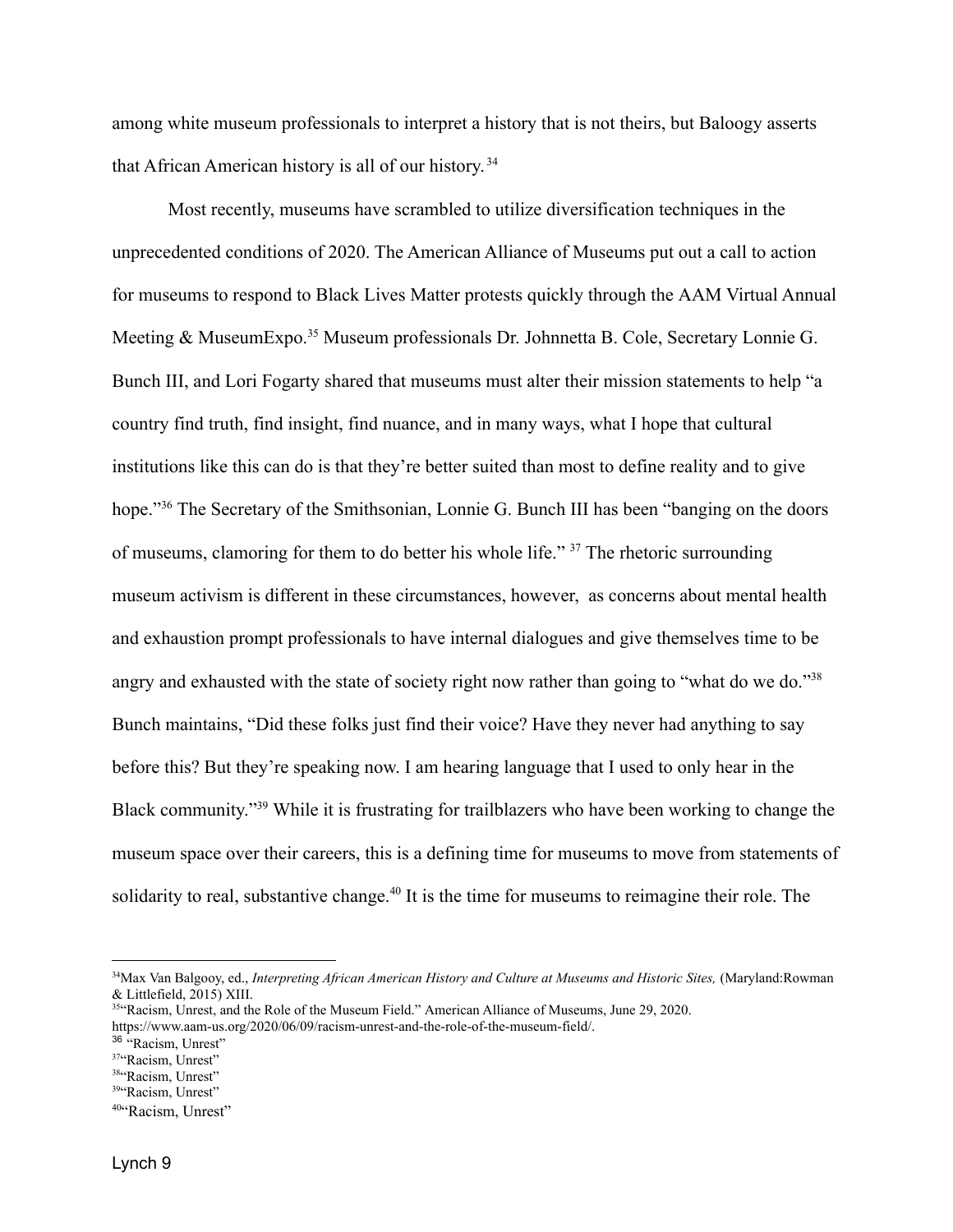among white museum professionals to interpret a history that is not theirs, but Baloogy asserts that African American history is all of our history.[34]

Most recently, museums have scrambled to utilize diversification techniques in the unprecedented conditions of 2020. The American Alliance of Museums put out a call to action for museums to respond to Black Lives Matter protests quickly through the AAM Virtual Annual Meeting & MuseumExpo.[35] Museum professionals Dr. Johnnetta B. Cole, Secretary Lonnie G. Bunch III, and Lori Fogarty shared that museums must alter their mission statements to help "a country find truth, find insight, find nuance, and in many ways, what I hope that cultural institutions like this can do is that they're better suited than most to define reality and to give hope."[36] The Secretary of the Smithsonian, Lonnie G. Bunch III has been "banging on the doors of museums, clamoring for them to do better his whole life." [37] The rhetoric surrounding museum activism is different in these circumstances, however, as concerns about mental health and exhaustion prompt professionals to have internal dialogues and give themselves time to be angry and exhausted with the state of society right now rather than going to "what do we do."[38] Bunch maintains, "Did these folks just find their voice? Have they never had anything to say before this? But they're speaking now. I am hearing language that I used to only hear in the Black community."[39] While it is frustrating for trailblazers who have been working to change the museum space over their careers, this is a defining time for museums to move from statements of solidarity to real, substantive change.[40] It is the time for museums to reimagine their role. The

---

[34]Max Van Balgooy, ed., *Interpreting African American History and Culture at Museums and Historic Sites,* (Maryland:Rowman & Littlefield, 2015) XIII.

[35]"Racism, Unrest, and the Role of the Museum Field." American Alliance of Museums, June 29, 2020. https://www.aam-us.org/2020/06/09/racism-unrest-and-the-role-of-the-museum-field/.

[36] "Racism, Unrest"

[37]"Racism, Unrest"

[38]"Racism, Unrest"

[39]"Racism, Unrest"

[40]"Racism, Unrest"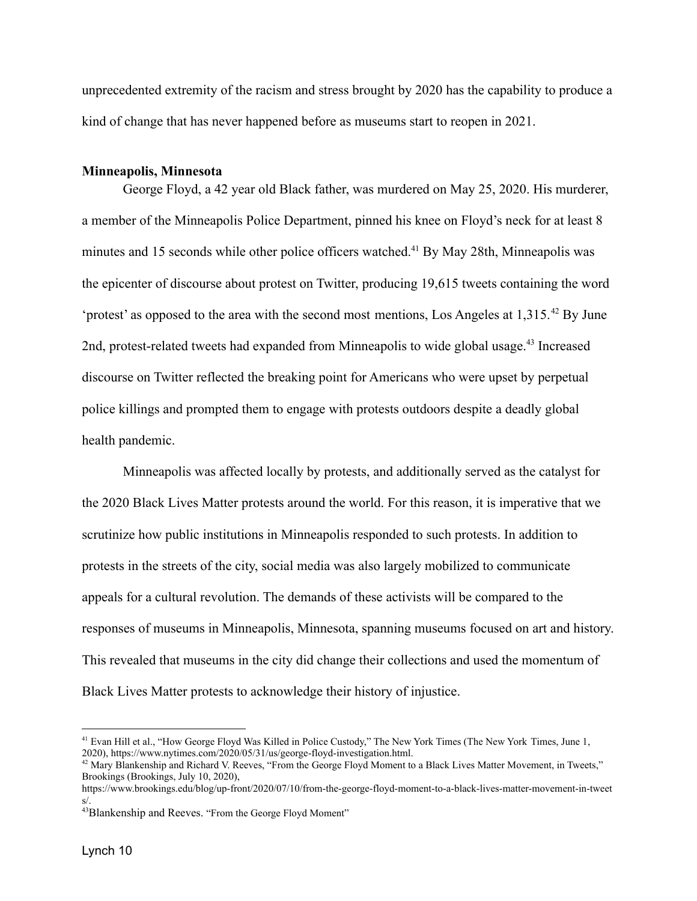unprecedented extremity of the racism and stress brought by 2020 has the capability to produce a kind of change that has never happened before as museums start to reopen in 2021.

**Minneapolis, Minnesota**

George Floyd, a 42 year old Black father, was murdered on May 25, 2020. His murderer, a member of the Minneapolis Police Department, pinned his knee on Floyd's neck for at least 8 minutes and 15 seconds while other police officers watched.[41] By May 28th, Minneapolis was the epicenter of discourse about protest on Twitter, producing 19,615 tweets containing the word 'protest' as opposed to the area with the second most mentions, Los Angeles at 1,315.[42] By June 2nd, protest-related tweets had expanded from Minneapolis to wide global usage.[43] Increased discourse on Twitter reflected the breaking point for Americans who were upset by perpetual police killings and prompted them to engage with protests outdoors despite a deadly global health pandemic.

Minneapolis was affected locally by protests, and additionally served as the catalyst for the 2020 Black Lives Matter protests around the world. For this reason, it is imperative that we scrutinize how public institutions in Minneapolis responded to such protests. In addition to protests in the streets of the city, social media was also largely mobilized to communicate appeals for a cultural revolution. The demands of these activists will be compared to the responses of museums in Minneapolis, Minnesota, spanning museums focused on art and history. This revealed that museums in the city did change their collections and used the momentum of Black Lives Matter protests to acknowledge their history of injustice.

---

[41] Evan Hill et al., "How George Floyd Was Killed in Police Custody," The New York Times (The New York Times, June 1, 2020), https://www.nytimes.com/2020/05/31/us/george-floyd-investigation.html.

[42] Mary Blankenship and Richard V. Reeves, "From the George Floyd Moment to a Black Lives Matter Movement, in Tweets," Brookings (Brookings, July 10, 2020), https://www.brookings.edu/blog/up-front/2020/07/10/from-the-george-floyd-moment-to-a-black-lives-matter-movement-in-tweets/.

[43] Blankenship and Reeves. "From the George Floyd Moment"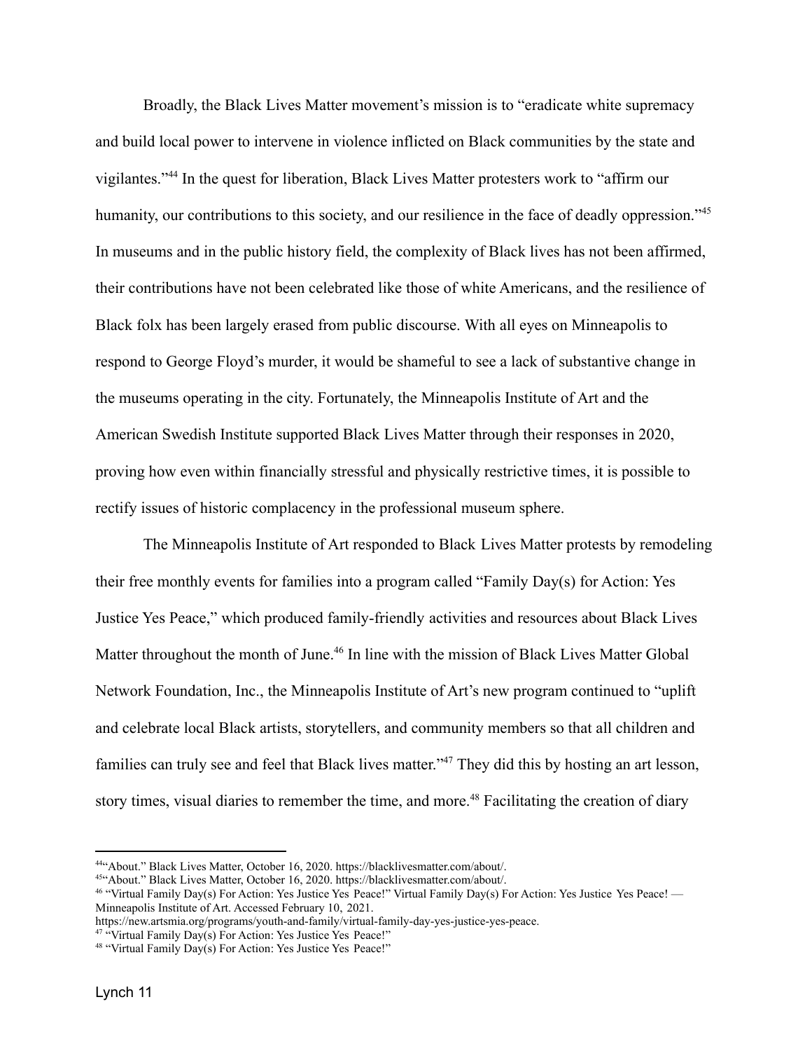Broadly, the Black Lives Matter movement's mission is to "eradicate white supremacy and build local power to intervene in violence inflicted on Black communities by the state and vigilantes."[44] In the quest for liberation, Black Lives Matter protesters work to "affirm our humanity, our contributions to this society, and our resilience in the face of deadly oppression."[45] In museums and in the public history field, the complexity of Black lives has not been affirmed, their contributions have not been celebrated like those of white Americans, and the resilience of Black folx has been largely erased from public discourse. With all eyes on Minneapolis to respond to George Floyd's murder, it would be shameful to see a lack of substantive change in the museums operating in the city. Fortunately, the Minneapolis Institute of Art and the American Swedish Institute supported Black Lives Matter through their responses in 2020, proving how even within financially stressful and physically restrictive times, it is possible to rectify issues of historic complacency in the professional museum sphere.

The Minneapolis Institute of Art responded to Black Lives Matter protests by remodeling their free monthly events for families into a program called "Family Day(s) for Action: Yes Justice Yes Peace," which produced family-friendly activities and resources about Black Lives Matter throughout the month of June.[46] In line with the mission of Black Lives Matter Global Network Foundation, Inc., the Minneapolis Institute of Art's new program continued to "uplift and celebrate local Black artists, storytellers, and community members so that all children and families can truly see and feel that Black lives matter."[47] They did this by hosting an art lesson, story times, visual diaries to remember the time, and more.[48] Facilitating the creation of diary

---

[44] "About." Black Lives Matter, October 16, 2020. https://blacklivesmatter.com/about/.

[45] "About." Black Lives Matter, October 16, 2020. https://blacklivesmatter.com/about/.

[46] "Virtual Family Day(s) For Action: Yes Justice Yes Peace!" Virtual Family Day(s) For Action: Yes Justice Yes Peace! — Minneapolis Institute of Art. Accessed February 10, 2021. https://new.artsmia.org/programs/youth-and-family/virtual-family-day-yes-justice-yes-peace.

[47] "Virtual Family Day(s) For Action: Yes Justice Yes Peace!"

[48] "Virtual Family Day(s) For Action: Yes Justice Yes Peace!"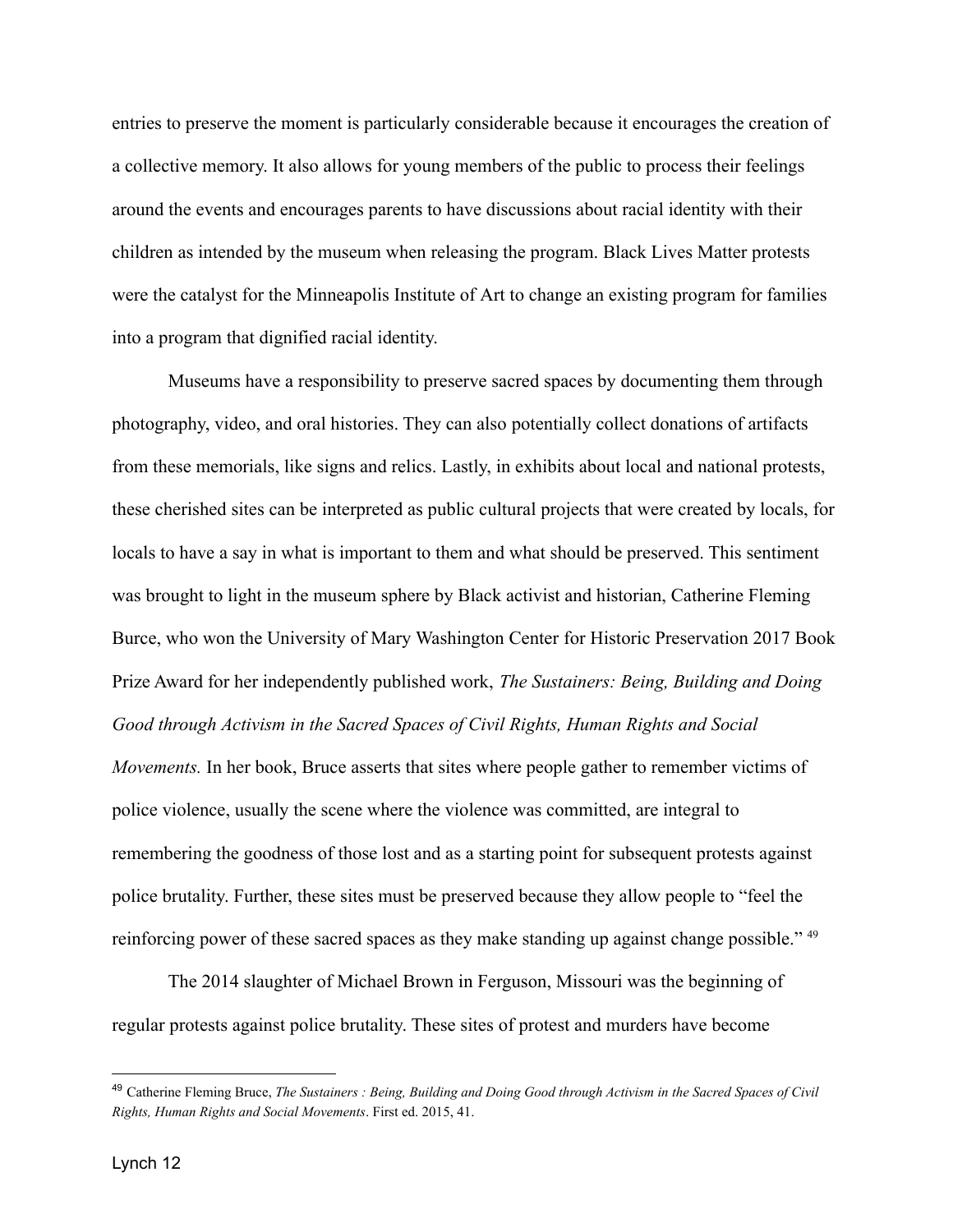entries to preserve the moment is particularly considerable because it encourages the creation of a collective memory. It also allows for young members of the public to process their feelings around the events and encourages parents to have discussions about racial identity with their children as intended by the museum when releasing the program. Black Lives Matter protests were the catalyst for the Minneapolis Institute of Art to change an existing program for families into a program that dignified racial identity.

Museums have a responsibility to preserve sacred spaces by documenting them through photography, video, and oral histories. They can also potentially collect donations of artifacts from these memorials, like signs and relics. Lastly, in exhibits about local and national protests, these cherished sites can be interpreted as public cultural projects that were created by locals, for locals to have a say in what is important to them and what should be preserved. This sentiment was brought to light in the museum sphere by Black activist and historian, Catherine Fleming Burce, who won the University of Mary Washington Center for Historic Preservation 2017 Book Prize Award for her independently published work, *The Sustainers: Being, Building and Doing Good through Activism in the Sacred Spaces of Civil Rights, Human Rights and Social Movements.* In her book, Bruce asserts that sites where people gather to remember victims of police violence, usually the scene where the violence was committed, are integral to remembering the goodness of those lost and as a starting point for subsequent protests against police brutality. Further, these sites must be preserved because they allow people to "feel the reinforcing power of these sacred spaces as they make standing up against change possible." [49]

The 2014 slaughter of Michael Brown in Ferguson, Missouri was the beginning of regular protests against police brutality. These sites of protest and murders have become

---

[49] Catherine Fleming Bruce, *The Sustainers : Being, Building and Doing Good through Activism in the Sacred Spaces of Civil Rights, Human Rights and Social Movements*. First ed. 2015, 41.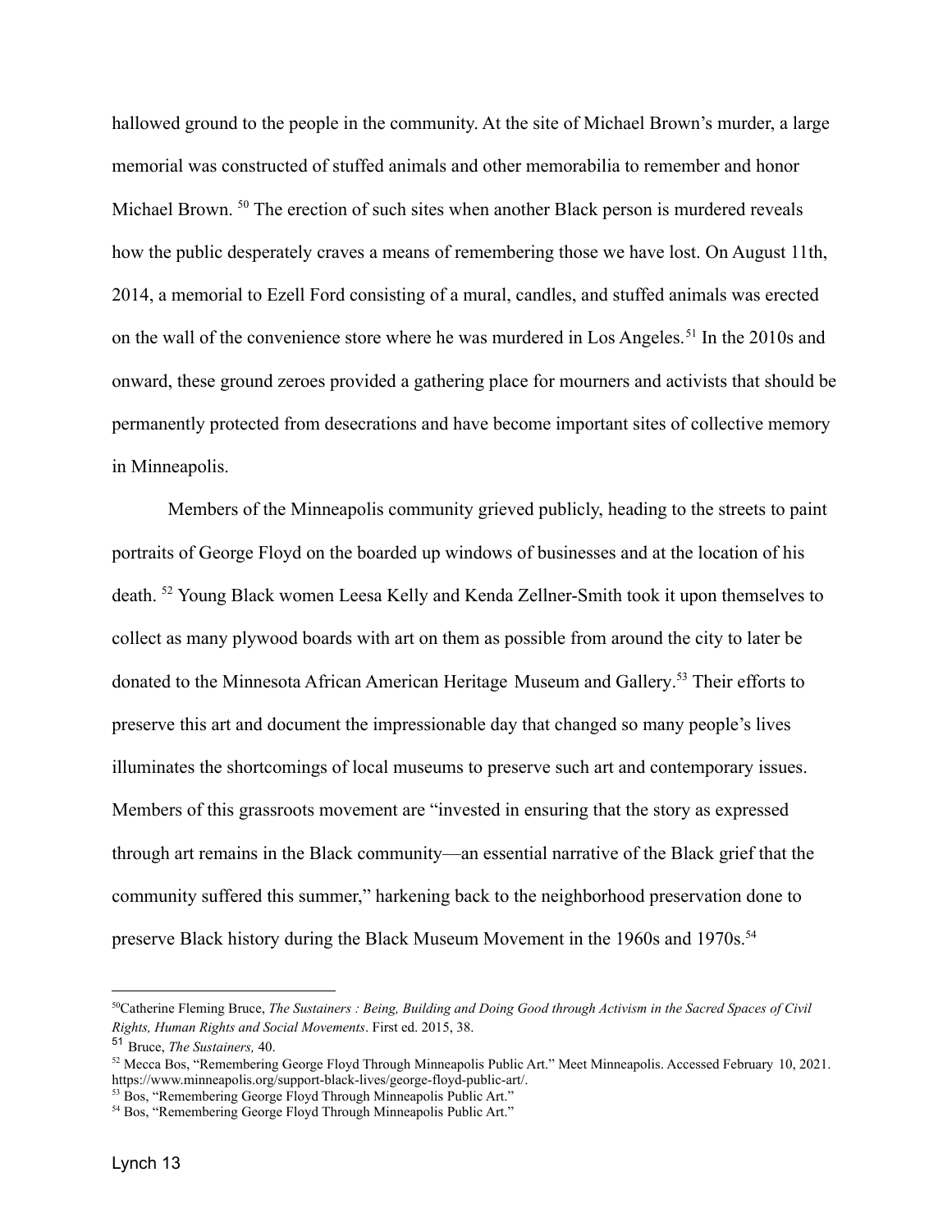hallowed ground to the people in the community. At the site of Michael Brown's murder, a large memorial was constructed of stuffed animals and other memorabilia to remember and honor Michael Brown. [50] The erection of such sites when another Black person is murdered reveals how the public desperately craves a means of remembering those we have lost. On August 11th, 2014, a memorial to Ezell Ford consisting of a mural, candles, and stuffed animals was erected on the wall of the convenience store where he was murdered in Los Angeles.[51] In the 2010s and onward, these ground zeroes provided a gathering place for mourners and activists that should be permanently protected from desecrations and have become important sites of collective memory in Minneapolis.

Members of the Minneapolis community grieved publicly, heading to the streets to paint portraits of George Floyd on the boarded up windows of businesses and at the location of his death. [52] Young Black women Leesa Kelly and Kenda Zellner-Smith took it upon themselves to collect as many plywood boards with art on them as possible from around the city to later be donated to the Minnesota African American Heritage Museum and Gallery.[53] Their efforts to preserve this art and document the impressionable day that changed so many people's lives illuminates the shortcomings of local museums to preserve such art and contemporary issues. Members of this grassroots movement are "invested in ensuring that the story as expressed through art remains in the Black community—an essential narrative of the Black grief that the community suffered this summer," harkening back to the neighborhood preservation done to preserve Black history during the Black Museum Movement in the 1960s and 1970s.[54]

---

[50] Catherine Fleming Bruce, *The Sustainers : Being, Building and Doing Good through Activism in the Sacred Spaces of Civil Rights, Human Rights and Social Movements*. First ed. 2015, 38.

[51] Bruce, *The Sustainers,* 40.

[52] Mecca Bos, "Remembering George Floyd Through Minneapolis Public Art." Meet Minneapolis. Accessed February 10, 2021. https://www.minneapolis.org/support-black-lives/george-floyd-public-art/.

[53] Bos, "Remembering George Floyd Through Minneapolis Public Art."

[54] Bos, "Remembering George Floyd Through Minneapolis Public Art."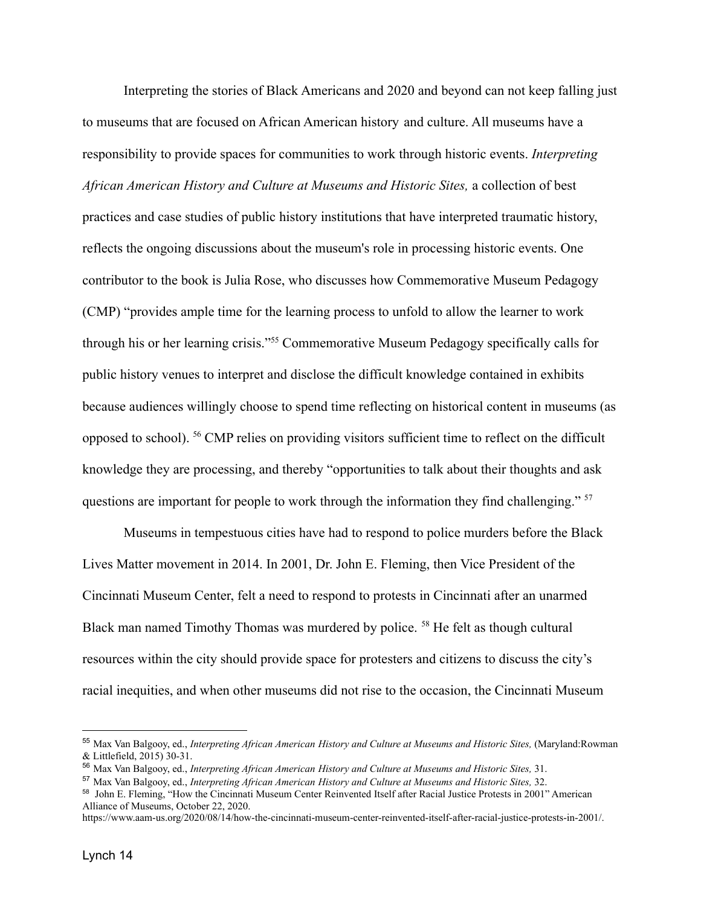Interpreting the stories of Black Americans and 2020 and beyond can not keep falling just to museums that are focused on African American history and culture. All museums have a responsibility to provide spaces for communities to work through historic events. *Interpreting African American History and Culture at Museums and Historic Sites,* a collection of best practices and case studies of public history institutions that have interpreted traumatic history, reflects the ongoing discussions about the museum's role in processing historic events. One contributor to the book is Julia Rose, who discusses how Commemorative Museum Pedagogy (CMP) "provides ample time for the learning process to unfold to allow the learner to work through his or her learning crisis."[55] Commemorative Museum Pedagogy specifically calls for public history venues to interpret and disclose the difficult knowledge contained in exhibits because audiences willingly choose to spend time reflecting on historical content in museums (as opposed to school). [56] CMP relies on providing visitors sufficient time to reflect on the difficult knowledge they are processing, and thereby "opportunities to talk about their thoughts and ask questions are important for people to work through the information they find challenging." [57]

Museums in tempestuous cities have had to respond to police murders before the Black Lives Matter movement in 2014. In 2001, Dr. John E. Fleming, then Vice President of the Cincinnati Museum Center, felt a need to respond to protests in Cincinnati after an unarmed Black man named Timothy Thomas was murdered by police. [58] He felt as though cultural resources within the city should provide space for protesters and citizens to discuss the city's racial inequities, and when other museums did not rise to the occasion, the Cincinnati Museum

---

[55] Max Van Balgooy, ed., *Interpreting African American History and Culture at Museums and Historic Sites,* (Maryland:Rowman & Littlefield, 2015) 30-31.

[56] Max Van Balgooy, ed., *Interpreting African American History and Culture at Museums and Historic Sites,* 31.

[57] Max Van Balgooy, ed., *Interpreting African American History and Culture at Museums and Historic Sites,* 32.

[58] John E. Fleming, "How the Cincinnati Museum Center Reinvented Itself after Racial Justice Protests in 2001" American Alliance of Museums, October 22, 2020. https://www.aam-us.org/2020/08/14/how-the-cincinnati-museum-center-reinvented-itself-after-racial-justice-protests-in-2001/.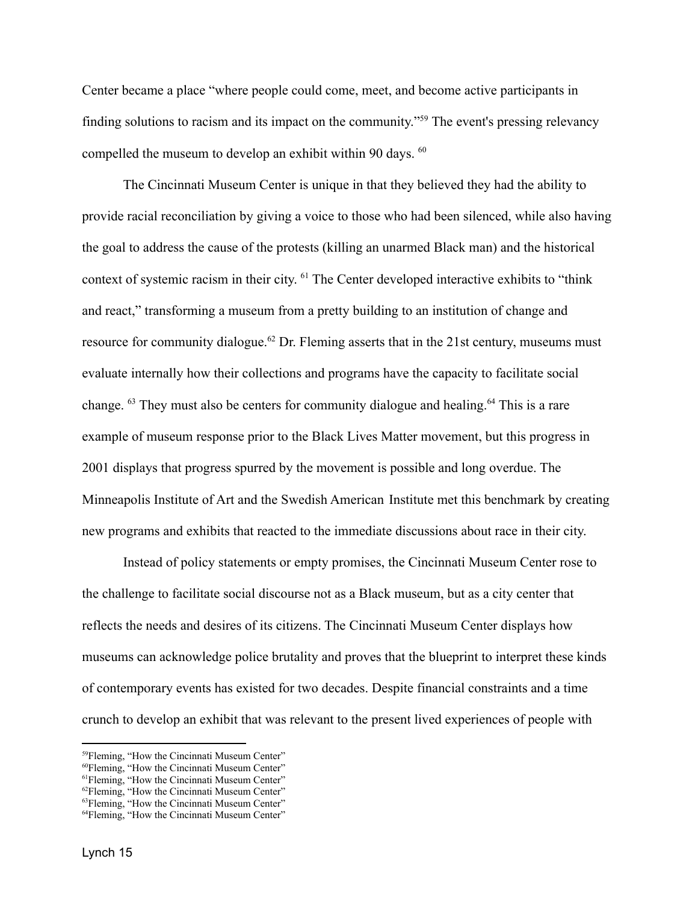Center became a place "where people could come, meet, and become active participants in finding solutions to racism and its impact on the community."[59] The event's pressing relevancy compelled the museum to develop an exhibit within 90 days. [60]

The Cincinnati Museum Center is unique in that they believed they had the ability to provide racial reconciliation by giving a voice to those who had been silenced, while also having the goal to address the cause of the protests (killing an unarmed Black man) and the historical context of systemic racism in their city. [61] The Center developed interactive exhibits to "think and react," transforming a museum from a pretty building to an institution of change and resource for community dialogue.[62] Dr. Fleming asserts that in the 21st century, museums must evaluate internally how their collections and programs have the capacity to facilitate social change. [63] They must also be centers for community dialogue and healing.[64] This is a rare example of museum response prior to the Black Lives Matter movement, but this progress in 2001 displays that progress spurred by the movement is possible and long overdue. The Minneapolis Institute of Art and the Swedish American Institute met this benchmark by creating new programs and exhibits that reacted to the immediate discussions about race in their city.

Instead of policy statements or empty promises, the Cincinnati Museum Center rose to the challenge to facilitate social discourse not as a Black museum, but as a city center that reflects the needs and desires of its citizens. The Cincinnati Museum Center displays how museums can acknowledge police brutality and proves that the blueprint to interpret these kinds of contemporary events has existed for two decades. Despite financial constraints and a time crunch to develop an exhibit that was relevant to the present lived experiences of people with

---

[59]Fleming, "How the Cincinnati Museum Center"
[60]Fleming, "How the Cincinnati Museum Center"
[61]Fleming, "How the Cincinnati Museum Center"
[62]Fleming, "How the Cincinnati Museum Center"
[63]Fleming, "How the Cincinnati Museum Center"
[64]Fleming, "How the Cincinnati Museum Center"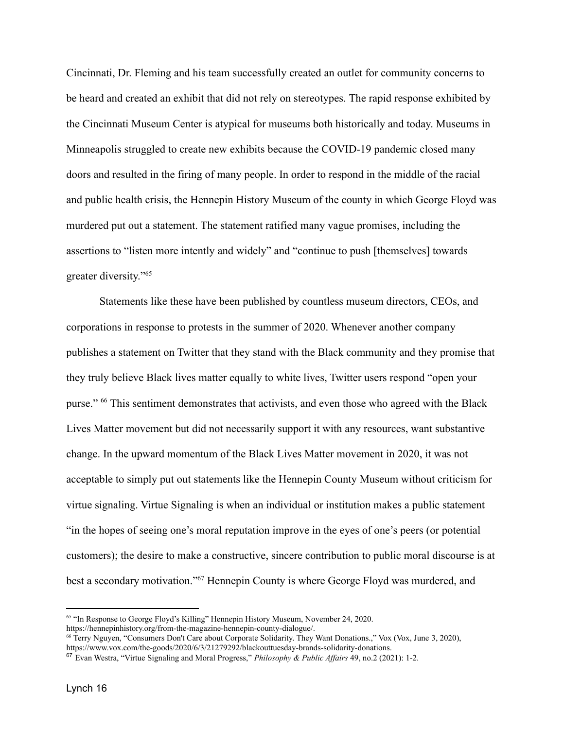Cincinnati, Dr. Fleming and his team successfully created an outlet for community concerns to be heard and created an exhibit that did not rely on stereotypes. The rapid response exhibited by the Cincinnati Museum Center is atypical for museums both historically and today. Museums in Minneapolis struggled to create new exhibits because the COVID-19 pandemic closed many doors and resulted in the firing of many people. In order to respond in the middle of the racial and public health crisis, the Hennepin History Museum of the county in which George Floyd was murdered put out a statement. The statement ratified many vague promises, including the assertions to "listen more intently and widely" and "continue to push [themselves] towards greater diversity."[65]

Statements like these have been published by countless museum directors, CEOs, and corporations in response to protests in the summer of 2020. Whenever another company publishes a statement on Twitter that they stand with the Black community and they promise that they truly believe Black lives matter equally to white lives, Twitter users respond "open your purse." [66] This sentiment demonstrates that activists, and even those who agreed with the Black Lives Matter movement but did not necessarily support it with any resources, want substantive change. In the upward momentum of the Black Lives Matter movement in 2020, it was not acceptable to simply put out statements like the Hennepin County Museum without criticism for virtue signaling. Virtue Signaling is when an individual or institution makes a public statement "in the hopes of seeing one's moral reputation improve in the eyes of one's peers (or potential customers); the desire to make a constructive, sincere contribution to public moral discourse is at best a secondary motivation."[67] Hennepin County is where George Floyd was murdered, and

---

[65] "In Response to George Floyd's Killing" Hennepin History Museum, November 24, 2020. https://hennepinhistory.org/from-the-magazine-hennepin-county-dialogue/.

[66] Terry Nguyen, "Consumers Don't Care about Corporate Solidarity. They Want Donations.," Vox (Vox, June 3, 2020), https://www.vox.com/the-goods/2020/6/3/21279292/blackouttuesday-brands-solidarity-donations.

[67] Evan Westra, "Virtue Signaling and Moral Progress," *Philosophy & Public Affairs* 49, no.2 (2021): 1-2.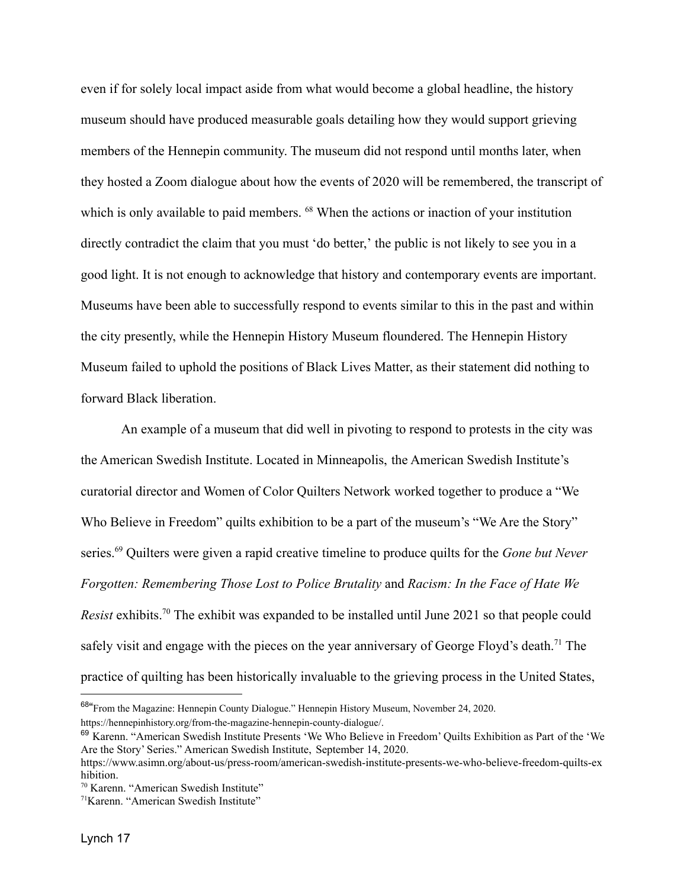even if for solely local impact aside from what would become a global headline, the history museum should have produced measurable goals detailing how they would support grieving members of the Hennepin community. The museum did not respond until months later, when they hosted a Zoom dialogue about how the events of 2020 will be remembered, the transcript of which is only available to paid members. [68] When the actions or inaction of your institution directly contradict the claim that you must 'do better,' the public is not likely to see you in a good light. It is not enough to acknowledge that history and contemporary events are important. Museums have been able to successfully respond to events similar to this in the past and within the city presently, while the Hennepin History Museum floundered. The Hennepin History Museum failed to uphold the positions of Black Lives Matter, as their statement did nothing to forward Black liberation.

An example of a museum that did well in pivoting to respond to protests in the city was the American Swedish Institute. Located in Minneapolis, the American Swedish Institute's curatorial director and Women of Color Quilters Network worked together to produce a "We Who Believe in Freedom" quilts exhibition to be a part of the museum's "We Are the Story" series.[69] Quilters were given a rapid creative timeline to produce quilts for the *Gone but Never Forgotten: Remembering Those Lost to Police Brutality* and *Racism: In the Face of Hate We Resist* exhibits.[70] The exhibit was expanded to be installed until June 2021 so that people could safely visit and engage with the pieces on the year anniversary of George Floyd's death.[71] The practice of quilting has been historically invaluable to the grieving process in the United States,

---

[68] "From the Magazine: Hennepin County Dialogue." Hennepin History Museum, November 24, 2020. https://hennepinhistory.org/from-the-magazine-hennepin-county-dialogue/.

[69] Karenn. "American Swedish Institute Presents 'We Who Believe in Freedom' Quilts Exhibition as Part of the 'We Are the Story' Series." American Swedish Institute, September 14, 2020. https://www.asimn.org/about-us/press-room/american-swedish-institute-presents-we-who-believe-freedom-quilts-exhibition.

[70] Karenn. "American Swedish Institute"

[71] Karenn. "American Swedish Institute"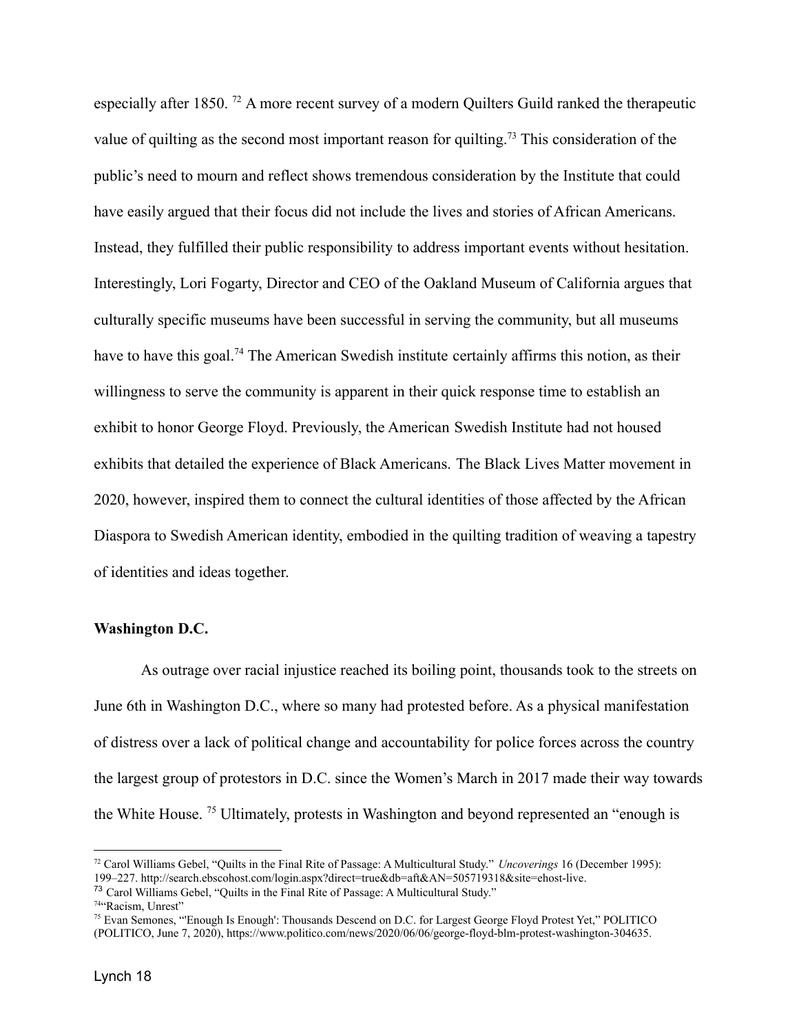especially after 1850. [72] A more recent survey of a modern Quilters Guild ranked the therapeutic value of quilting as the second most important reason for quilting.[73] This consideration of the public's need to mourn and reflect shows tremendous consideration by the Institute that could have easily argued that their focus did not include the lives and stories of African Americans. Instead, they fulfilled their public responsibility to address important events without hesitation. Interestingly, Lori Fogarty, Director and CEO of the Oakland Museum of California argues that culturally specific museums have been successful in serving the community, but all museums have to have this goal.[74] The American Swedish institute certainly affirms this notion, as their willingness to serve the community is apparent in their quick response time to establish an exhibit to honor George Floyd. Previously, the American Swedish Institute had not housed exhibits that detailed the experience of Black Americans. The Black Lives Matter movement in 2020, however, inspired them to connect the cultural identities of those affected by the African Diaspora to Swedish American identity, embodied in the quilting tradition of weaving a tapestry of identities and ideas together.

**Washington D.C.**

As outrage over racial injustice reached its boiling point, thousands took to the streets on June 6th in Washington D.C., where so many had protested before. As a physical manifestation of distress over a lack of political change and accountability for police forces across the country the largest group of protestors in D.C. since the Women's March in 2017 made their way towards the White House. [75] Ultimately, protests in Washington and beyond represented an "enough is

---

[72] Carol Williams Gebel, "Quilts in the Final Rite of Passage: A Multicultural Study." *Uncoverings* 16 (December 1995): 199–227. http://search.ebscohost.com/login.aspx?direct=true&db=aft&AN=505719318&site=ehost-live.

[73] Carol Williams Gebel, "Quilts in the Final Rite of Passage: A Multicultural Study."

[74] "Racism, Unrest"

[75] Evan Semones, "'Enough Is Enough': Thousands Descend on D.C. for Largest George Floyd Protest Yet," POLITICO (POLITICO, June 7, 2020), https://www.politico.com/news/2020/06/06/george-floyd-blm-protest-washington-304635.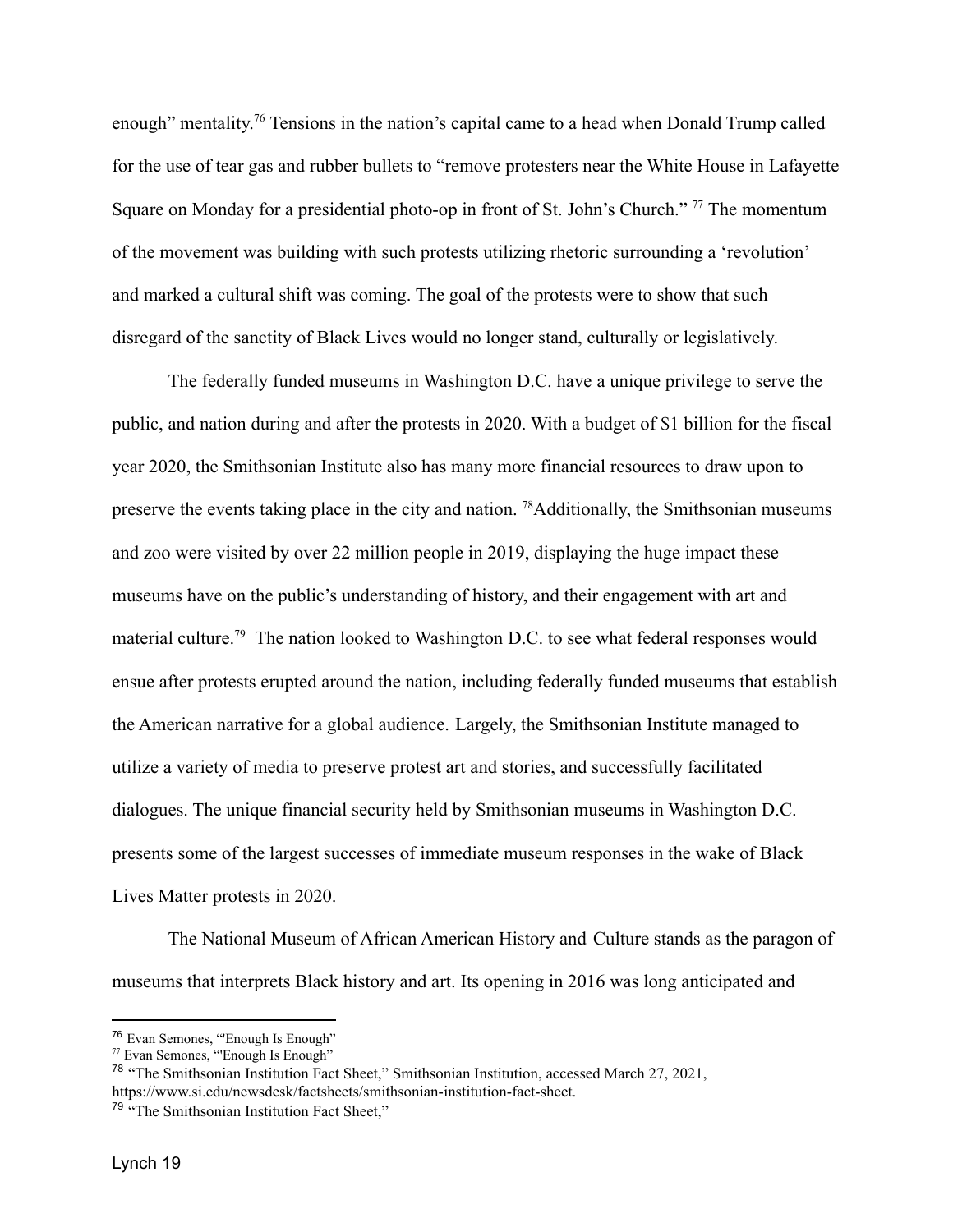enough" mentality.[76] Tensions in the nation's capital came to a head when Donald Trump called for the use of tear gas and rubber bullets to "remove protesters near the White House in Lafayette Square on Monday for a presidential photo-op in front of St. John's Church." [77] The momentum of the movement was building with such protests utilizing rhetoric surrounding a 'revolution' and marked a cultural shift was coming. The goal of the protests were to show that such disregard of the sanctity of Black Lives would no longer stand, culturally or legislatively.

The federally funded museums in Washington D.C. have a unique privilege to serve the public, and nation during and after the protests in 2020. With a budget of $1 billion for the fiscal year 2020, the Smithsonian Institute also has many more financial resources to draw upon to preserve the events taking place in the city and nation. [78]Additionally, the Smithsonian museums and zoo were visited by over 22 million people in 2019, displaying the huge impact these museums have on the public's understanding of history, and their engagement with art and material culture.[79] The nation looked to Washington D.C. to see what federal responses would ensue after protests erupted around the nation, including federally funded museums that establish the American narrative for a global audience. Largely, the Smithsonian Institute managed to utilize a variety of media to preserve protest art and stories, and successfully facilitated dialogues. The unique financial security held by Smithsonian museums in Washington D.C. presents some of the largest successes of immediate museum responses in the wake of Black Lives Matter protests in 2020.

The National Museum of African American History and Culture stands as the paragon of museums that interprets Black history and art. Its opening in 2016 was long anticipated and

---

[76] Evan Semones, "'Enough Is Enough"

[77] Evan Semones, "'Enough Is Enough"

[78] "The Smithsonian Institution Fact Sheet," Smithsonian Institution, accessed March 27, 2021, https://www.si.edu/newsdesk/factsheets/smithsonian-institution-fact-sheet.

[79] "The Smithsonian Institution Fact Sheet,"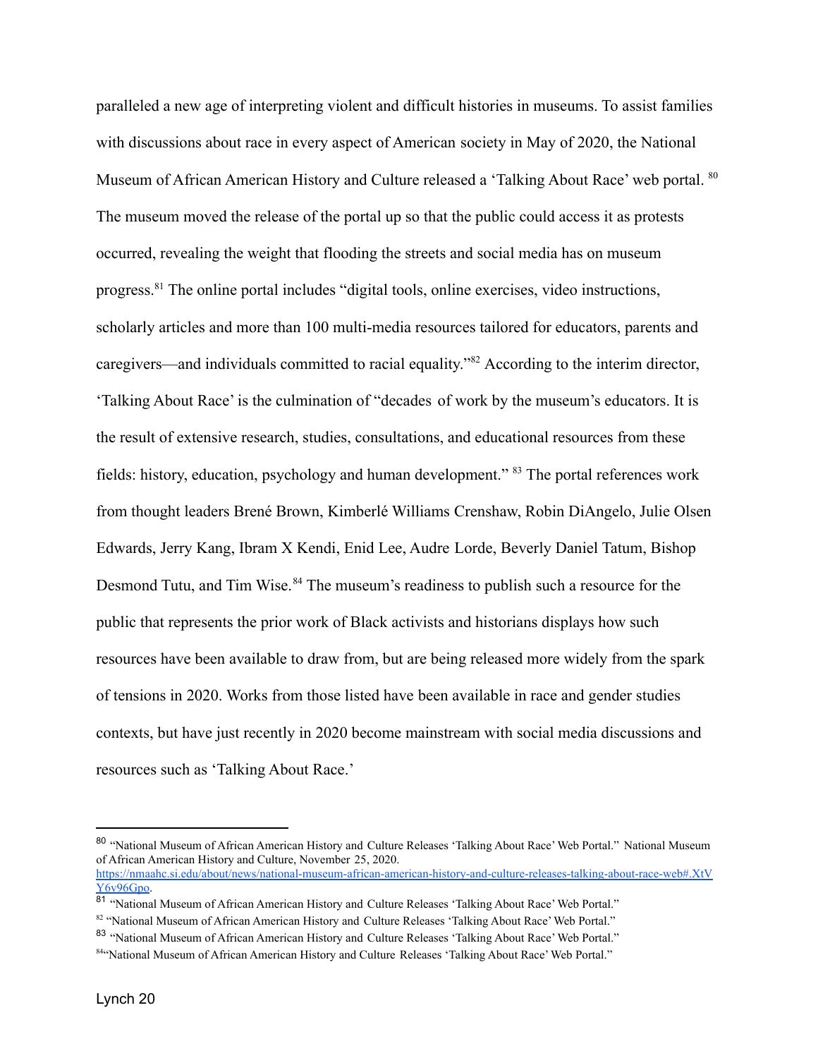paralleled a new age of interpreting violent and difficult histories in museums. To assist families with discussions about race in every aspect of American society in May of 2020, the National Museum of African American History and Culture released a 'Talking About Race' web portal. [80] The museum moved the release of the portal up so that the public could access it as protests occurred, revealing the weight that flooding the streets and social media has on museum progress.[81] The online portal includes "digital tools, online exercises, video instructions, scholarly articles and more than 100 multi-media resources tailored for educators, parents and caregivers—and individuals committed to racial equality."[82] According to the interim director, 'Talking About Race' is the culmination of "decades of work by the museum's educators. It is the result of extensive research, studies, consultations, and educational resources from these fields: history, education, psychology and human development." [83] The portal references work from thought leaders Brené Brown, Kimberlé Williams Crenshaw, Robin DiAngelo, Julie Olsen Edwards, Jerry Kang, Ibram X Kendi, Enid Lee, Audre Lorde, Beverly Daniel Tatum, Bishop Desmond Tutu, and Tim Wise.[84] The museum's readiness to publish such a resource for the public that represents the prior work of Black activists and historians displays how such resources have been available to draw from, but are being released more widely from the spark of tensions in 2020. Works from those listed have been available in race and gender studies contexts, but have just recently in 2020 become mainstream with social media discussions and resources such as 'Talking About Race.'

---

[80] "National Museum of African American History and Culture Releases 'Talking About Race' Web Portal." National Museum of African American History and Culture, November 25, 2020. https://nmaahc.si.edu/about/news/national-museum-african-american-history-and-culture-releases-talking-about-race-web#.XtVY6v96Gpo.

[81] "National Museum of African American History and Culture Releases 'Talking About Race' Web Portal."

[82] "National Museum of African American History and Culture Releases 'Talking About Race' Web Portal."

[83] "National Museum of African American History and Culture Releases 'Talking About Race' Web Portal."

[84] "National Museum of African American History and Culture Releases 'Talking About Race' Web Portal."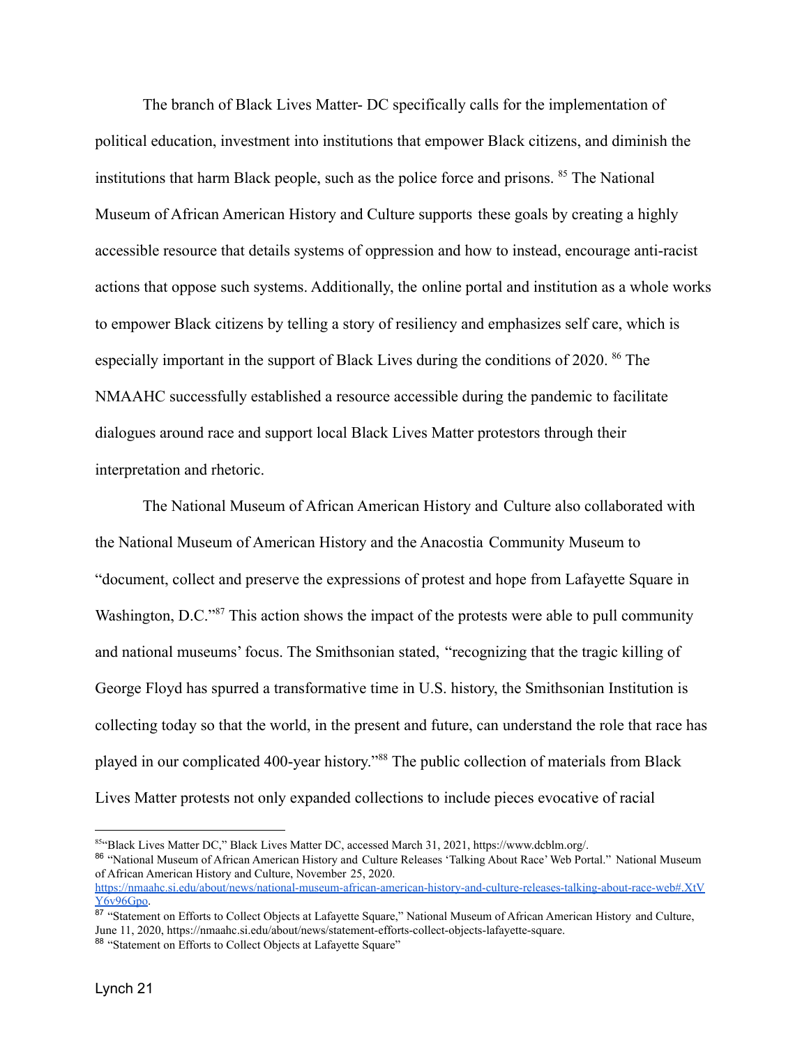The branch of Black Lives Matter- DC specifically calls for the implementation of political education, investment into institutions that empower Black citizens, and diminish the institutions that harm Black people, such as the police force and prisons. [85] The National Museum of African American History and Culture supports these goals by creating a highly accessible resource that details systems of oppression and how to instead, encourage anti-racist actions that oppose such systems. Additionally, the online portal and institution as a whole works to empower Black citizens by telling a story of resiliency and emphasizes self care, which is especially important in the support of Black Lives during the conditions of 2020. [86] The NMAAHC successfully established a resource accessible during the pandemic to facilitate dialogues around race and support local Black Lives Matter protestors through their interpretation and rhetoric.

The National Museum of African American History and Culture also collaborated with the National Museum of American History and the Anacostia Community Museum to "document, collect and preserve the expressions of protest and hope from Lafayette Square in Washington, D.C."[87] This action shows the impact of the protests were able to pull community and national museums' focus. The Smithsonian stated, "recognizing that the tragic killing of George Floyd has spurred a transformative time in U.S. history, the Smithsonian Institution is collecting today so that the world, in the present and future, can understand the role that race has played in our complicated 400-year history."[88] The public collection of materials from Black Lives Matter protests not only expanded collections to include pieces evocative of racial

---

[85] "Black Lives Matter DC," Black Lives Matter DC, accessed March 31, 2021, https://www.dcblm.org/.

[86] "National Museum of African American History and Culture Releases 'Talking About Race' Web Portal." National Museum of African American History and Culture, November 25, 2020. https://nmaahc.si.edu/about/news/national-museum-african-american-history-and-culture-releases-talking-about-race-web#.XtVY6v96Gpo.

[87] "Statement on Efforts to Collect Objects at Lafayette Square," National Museum of African American History and Culture, June 11, 2020, https://nmaahc.si.edu/about/news/statement-efforts-collect-objects-lafayette-square.

[88] "Statement on Efforts to Collect Objects at Lafayette Square"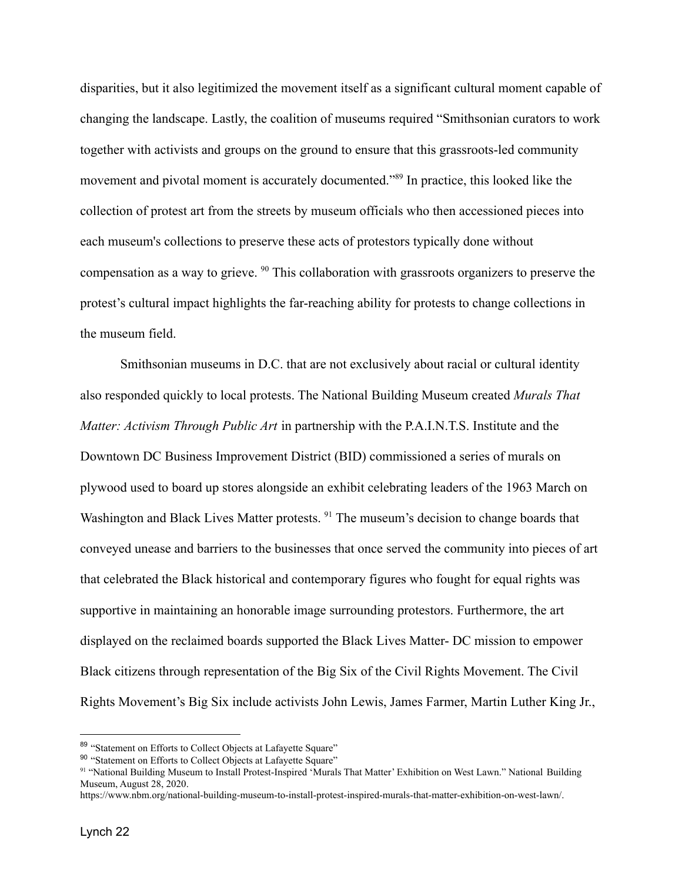disparities, but it also legitimized the movement itself as a significant cultural moment capable of changing the landscape. Lastly, the coalition of museums required "Smithsonian curators to work together with activists and groups on the ground to ensure that this grassroots-led community movement and pivotal moment is accurately documented."[89] In practice, this looked like the collection of protest art from the streets by museum officials who then accessioned pieces into each museum's collections to preserve these acts of protestors typically done without compensation as a way to grieve. [90] This collaboration with grassroots organizers to preserve the protest's cultural impact highlights the far-reaching ability for protests to change collections in the museum field.

Smithsonian museums in D.C. that are not exclusively about racial or cultural identity also responded quickly to local protests. The National Building Museum created *Murals That Matter: Activism Through Public Art* in partnership with the P.A.I.N.T.S. Institute and the Downtown DC Business Improvement District (BID) commissioned a series of murals on plywood used to board up stores alongside an exhibit celebrating leaders of the 1963 March on Washington and Black Lives Matter protests. [91] The museum's decision to change boards that conveyed unease and barriers to the businesses that once served the community into pieces of art that celebrated the Black historical and contemporary figures who fought for equal rights was supportive in maintaining an honorable image surrounding protestors. Furthermore, the art displayed on the reclaimed boards supported the Black Lives Matter- DC mission to empower Black citizens through representation of the Big Six of the Civil Rights Movement. The Civil Rights Movement's Big Six include activists John Lewis, James Farmer, Martin Luther King Jr.,

---

[89] "Statement on Efforts to Collect Objects at Lafayette Square"

[90] "Statement on Efforts to Collect Objects at Lafayette Square"

[91] "National Building Museum to Install Protest-Inspired 'Murals That Matter' Exhibition on West Lawn." National Building Museum, August 28, 2020. https://www.nbm.org/national-building-museum-to-install-protest-inspired-murals-that-matter-exhibition-on-west-lawn/.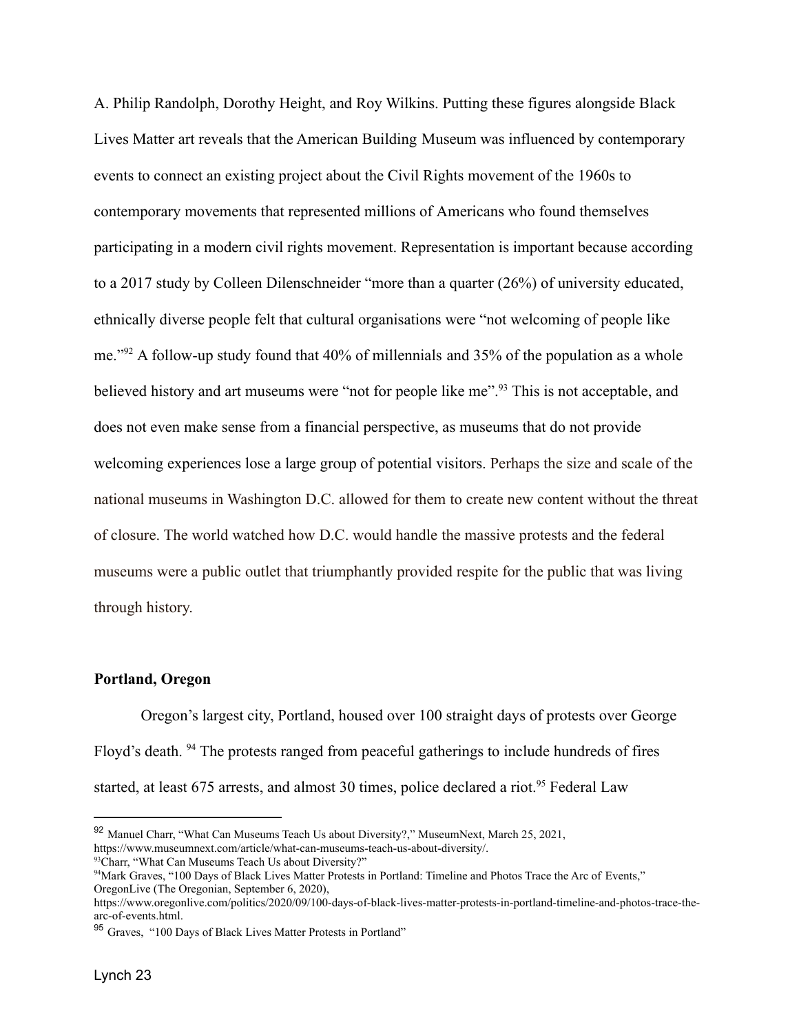A. Philip Randolph, Dorothy Height, and Roy Wilkins. Putting these figures alongside Black Lives Matter art reveals that the American Building Museum was influenced by contemporary events to connect an existing project about the Civil Rights movement of the 1960s to contemporary movements that represented millions of Americans who found themselves participating in a modern civil rights movement. Representation is important because according to a 2017 study by Colleen Dilenschneider "more than a quarter (26%) of university educated, ethnically diverse people felt that cultural organisations were "not welcoming of people like me."[92] A follow-up study found that 40% of millennials and 35% of the population as a whole believed history and art museums were "not for people like me".[93] This is not acceptable, and does not even make sense from a financial perspective, as museums that do not provide welcoming experiences lose a large group of potential visitors. Perhaps the size and scale of the national museums in Washington D.C. allowed for them to create new content without the threat of closure. The world watched how D.C. would handle the massive protests and the federal museums were a public outlet that triumphantly provided respite for the public that was living through history.

**Portland, Oregon**

Oregon's largest city, Portland, housed over 100 straight days of protests over George Floyd's death. [94] The protests ranged from peaceful gatherings to include hundreds of fires started, at least 675 arrests, and almost 30 times, police declared a riot.[95] Federal Law

---

[92] Manuel Charr, "What Can Museums Teach Us about Diversity?," MuseumNext, March 25, 2021, https://www.museumnext.com/article/what-can-museums-teach-us-about-diversity/.

[93] Charr, "What Can Museums Teach Us about Diversity?"

[94] Mark Graves, "100 Days of Black Lives Matter Protests in Portland: Timeline and Photos Trace the Arc of Events," OregonLive (The Oregonian, September 6, 2020), https://www.oregonlive.com/politics/2020/09/100-days-of-black-lives-matter-protests-in-portland-timeline-and-photos-trace-the-arc-of-events.html.

[95] Graves, "100 Days of Black Lives Matter Protests in Portland"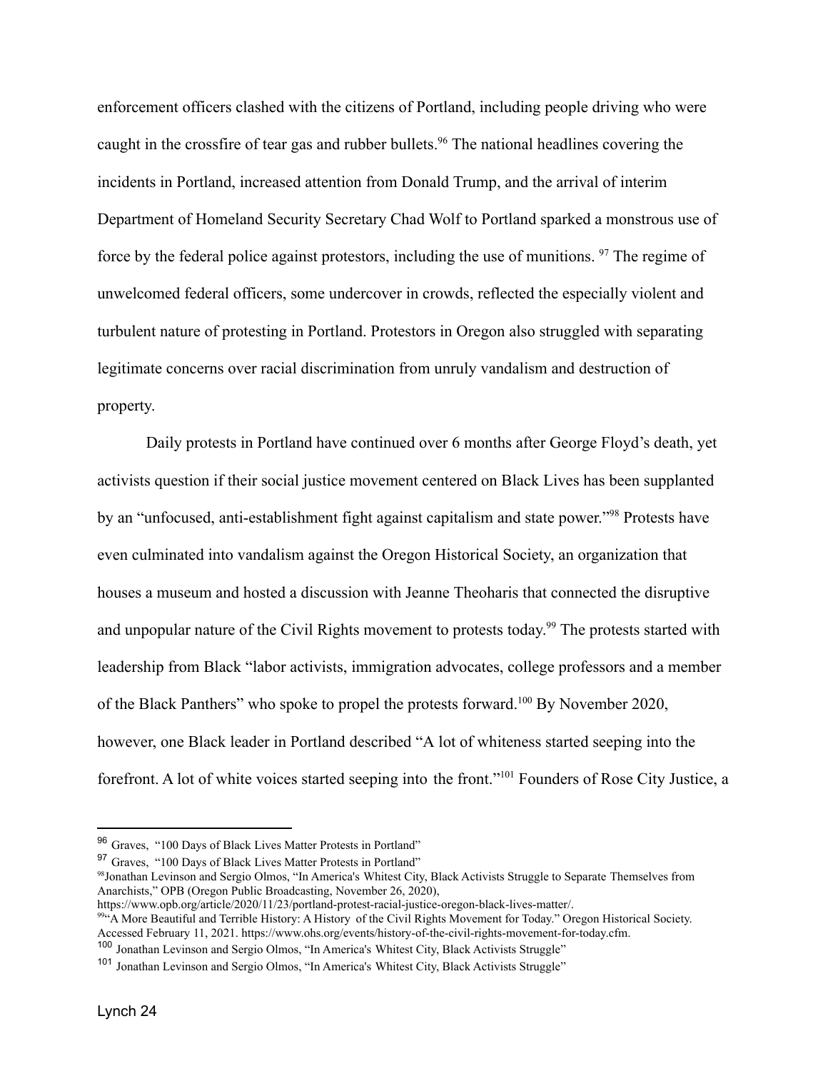enforcement officers clashed with the citizens of Portland, including people driving who were caught in the crossfire of tear gas and rubber bullets.[96] The national headlines covering the incidents in Portland, increased attention from Donald Trump, and the arrival of interim Department of Homeland Security Secretary Chad Wolf to Portland sparked a monstrous use of force by the federal police against protestors, including the use of munitions. [97] The regime of unwelcomed federal officers, some undercover in crowds, reflected the especially violent and turbulent nature of protesting in Portland. Protestors in Oregon also struggled with separating legitimate concerns over racial discrimination from unruly vandalism and destruction of property.

Daily protests in Portland have continued over 6 months after George Floyd's death, yet activists question if their social justice movement centered on Black Lives has been supplanted by an "unfocused, anti-establishment fight against capitalism and state power."[98] Protests have even culminated into vandalism against the Oregon Historical Society, an organization that houses a museum and hosted a discussion with Jeanne Theoharis that connected the disruptive and unpopular nature of the Civil Rights movement to protests today.[99] The protests started with leadership from Black "labor activists, immigration advocates, college professors and a member of the Black Panthers" who spoke to propel the protests forward.[100] By November 2020, however, one Black leader in Portland described "A lot of whiteness started seeping into the forefront. A lot of white voices started seeping into the front."[101] Founders of Rose City Justice, a

---

[96] Graves, "100 Days of Black Lives Matter Protests in Portland"

[97] Graves, "100 Days of Black Lives Matter Protests in Portland"

[98] Jonathan Levinson and Sergio Olmos, "In America's Whitest City, Black Activists Struggle to Separate Themselves from Anarchists," OPB (Oregon Public Broadcasting, November 26, 2020), https://www.opb.org/article/2020/11/23/portland-protest-racial-justice-oregon-black-lives-matter/.

[99] "A More Beautiful and Terrible History: A History of the Civil Rights Movement for Today." Oregon Historical Society. Accessed February 11, 2021. https://www.ohs.org/events/history-of-the-civil-rights-movement-for-today.cfm.

[100] Jonathan Levinson and Sergio Olmos, "In America's Whitest City, Black Activists Struggle"

[101] Jonathan Levinson and Sergio Olmos, "In America's Whitest City, Black Activists Struggle"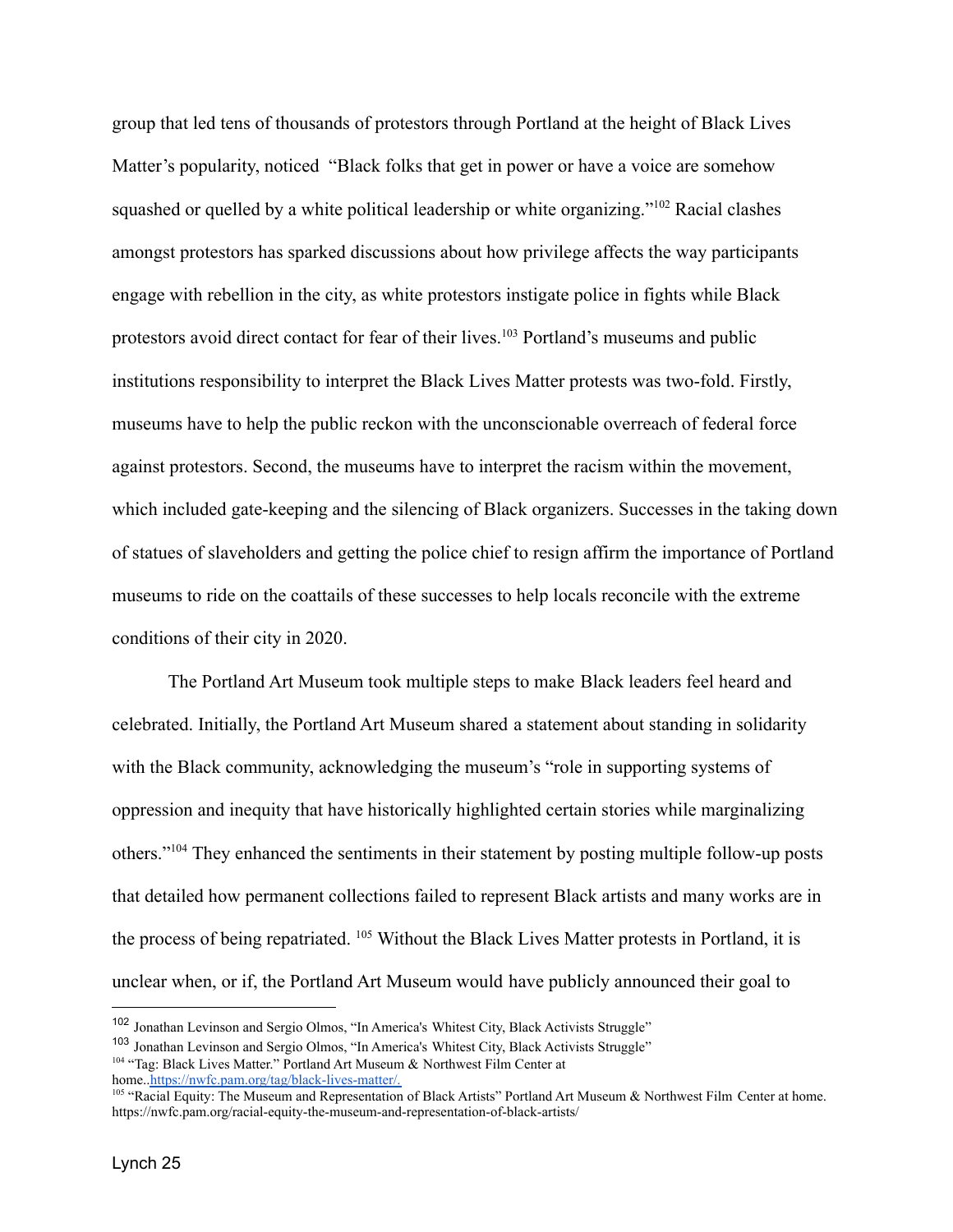group that led tens of thousands of protestors through Portland at the height of Black Lives Matter's popularity, noticed "Black folks that get in power or have a voice are somehow squashed or quelled by a white political leadership or white organizing."[102] Racial clashes amongst protestors has sparked discussions about how privilege affects the way participants engage with rebellion in the city, as white protestors instigate police in fights while Black protestors avoid direct contact for fear of their lives.[103] Portland's museums and public institutions responsibility to interpret the Black Lives Matter protests was two-fold. Firstly, museums have to help the public reckon with the unconscionable overreach of federal force against protestors. Second, the museums have to interpret the racism within the movement, which included gate-keeping and the silencing of Black organizers. Successes in the taking down of statues of slaveholders and getting the police chief to resign affirm the importance of Portland museums to ride on the coattails of these successes to help locals reconcile with the extreme conditions of their city in 2020.

The Portland Art Museum took multiple steps to make Black leaders feel heard and celebrated. Initially, the Portland Art Museum shared a statement about standing in solidarity with the Black community, acknowledging the museum's "role in supporting systems of oppression and inequity that have historically highlighted certain stories while marginalizing others."[104] They enhanced the sentiments in their statement by posting multiple follow-up posts that detailed how permanent collections failed to represent Black artists and many works are in the process of being repatriated. [105] Without the Black Lives Matter protests in Portland, it is unclear when, or if, the Portland Art Museum would have publicly announced their goal to

---

[102] Jonathan Levinson and Sergio Olmos, "In America's Whitest City, Black Activists Struggle"

[103] Jonathan Levinson and Sergio Olmos, "In America's Whitest City, Black Activists Struggle"

[104] "Tag: Black Lives Matter." Portland Art Museum & Northwest Film Center at home..https://nwfc.pam.org/tag/black-lives-matter/.

[105] "Racial Equity: The Museum and Representation of Black Artists" Portland Art Museum & Northwest Film Center at home. https://nwfc.pam.org/racial-equity-the-museum-and-representation-of-black-artists/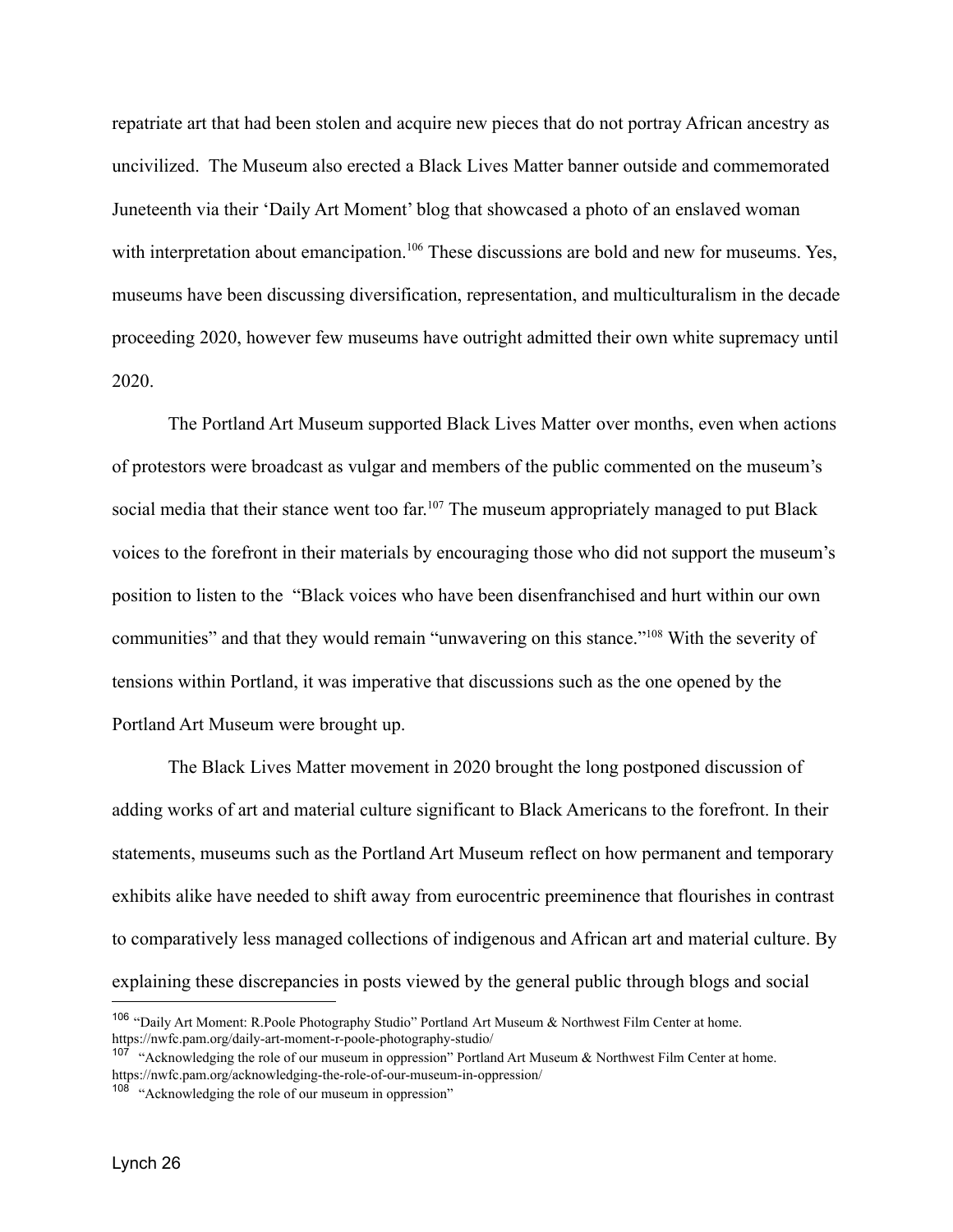repatriate art that had been stolen and acquire new pieces that do not portray African ancestry as uncivilized. The Museum also erected a Black Lives Matter banner outside and commemorated Juneteenth via their 'Daily Art Moment' blog that showcased a photo of an enslaved woman with interpretation about emancipation.[106] These discussions are bold and new for museums. Yes, museums have been discussing diversification, representation, and multiculturalism in the decade proceeding 2020, however few museums have outright admitted their own white supremacy until 2020.

The Portland Art Museum supported Black Lives Matter over months, even when actions of protestors were broadcast as vulgar and members of the public commented on the museum's social media that their stance went too far.[107] The museum appropriately managed to put Black voices to the forefront in their materials by encouraging those who did not support the museum's position to listen to the "Black voices who have been disenfranchised and hurt within our own communities" and that they would remain "unwavering on this stance."[108] With the severity of tensions within Portland, it was imperative that discussions such as the one opened by the Portland Art Museum were brought up.

The Black Lives Matter movement in 2020 brought the long postponed discussion of adding works of art and material culture significant to Black Americans to the forefront. In their statements, museums such as the Portland Art Museum reflect on how permanent and temporary exhibits alike have needed to shift away from eurocentric preeminence that flourishes in contrast to comparatively less managed collections of indigenous and African art and material culture. By explaining these discrepancies in posts viewed by the general public through blogs and social

---

[106] "Daily Art Moment: R.Poole Photography Studio" Portland Art Museum & Northwest Film Center at home. https://nwfc.pam.org/daily-art-moment-r-poole-photography-studio/

[107] "Acknowledging the role of our museum in oppression" Portland Art Museum & Northwest Film Center at home. https://nwfc.pam.org/acknowledging-the-role-of-our-museum-in-oppression/

[108] "Acknowledging the role of our museum in oppression"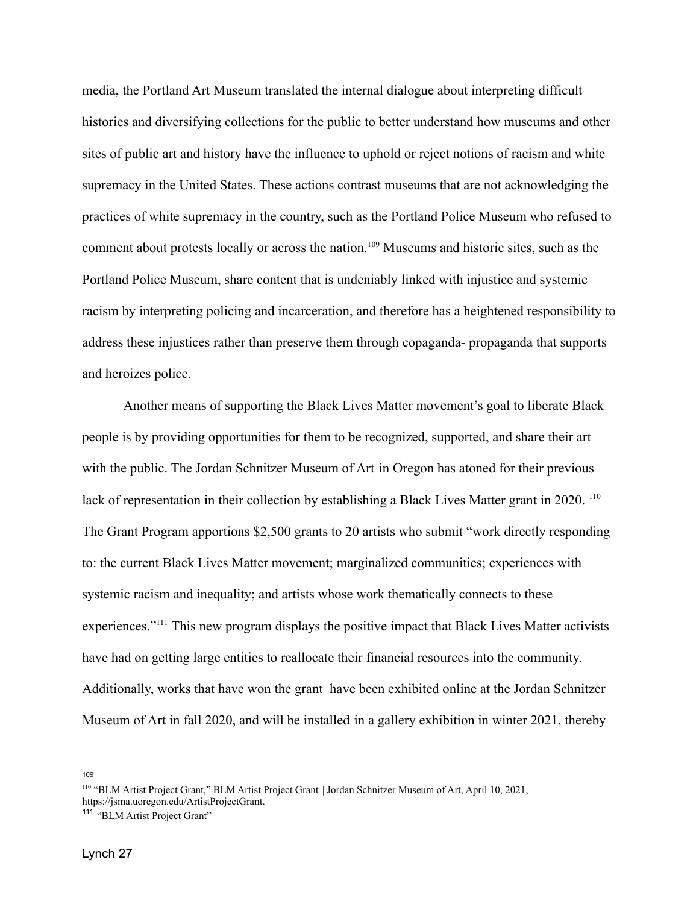media, the Portland Art Museum translated the internal dialogue about interpreting difficult histories and diversifying collections for the public to better understand how museums and other sites of public art and history have the influence to uphold or reject notions of racism and white supremacy in the United States. These actions contrast museums that are not acknowledging the practices of white supremacy in the country, such as the Portland Police Museum who refused to comment about protests locally or across the nation.[109] Museums and historic sites, such as the Portland Police Museum, share content that is undeniably linked with injustice and systemic racism by interpreting policing and incarceration, and therefore has a heightened responsibility to address these injustices rather than preserve them through copaganda- propaganda that supports and heroizes police.

Another means of supporting the Black Lives Matter movement's goal to liberate Black people is by providing opportunities for them to be recognized, supported, and share their art with the public. The Jordan Schnitzer Museum of Art in Oregon has atoned for their previous lack of representation in their collection by establishing a Black Lives Matter grant in 2020. [110] The Grant Program apportions $2,500 grants to 20 artists who submit "work directly responding to: the current Black Lives Matter movement; marginalized communities; experiences with systemic racism and inequality; and artists whose work thematically connects to these experiences."[111] This new program displays the positive impact that Black Lives Matter activists have had on getting large entities to reallocate their financial resources into the community. Additionally, works that have won the grant have been exhibited online at the Jordan Schnitzer Museum of Art in fall 2020, and will be installed in a gallery exhibition in winter 2021, thereby

---

[109]

[110] "BLM Artist Project Grant," BLM Artist Project Grant | Jordan Schnitzer Museum of Art, April 10, 2021, https://jsma.uoregon.edu/ArtistProjectGrant.

[111] "BLM Artist Project Grant"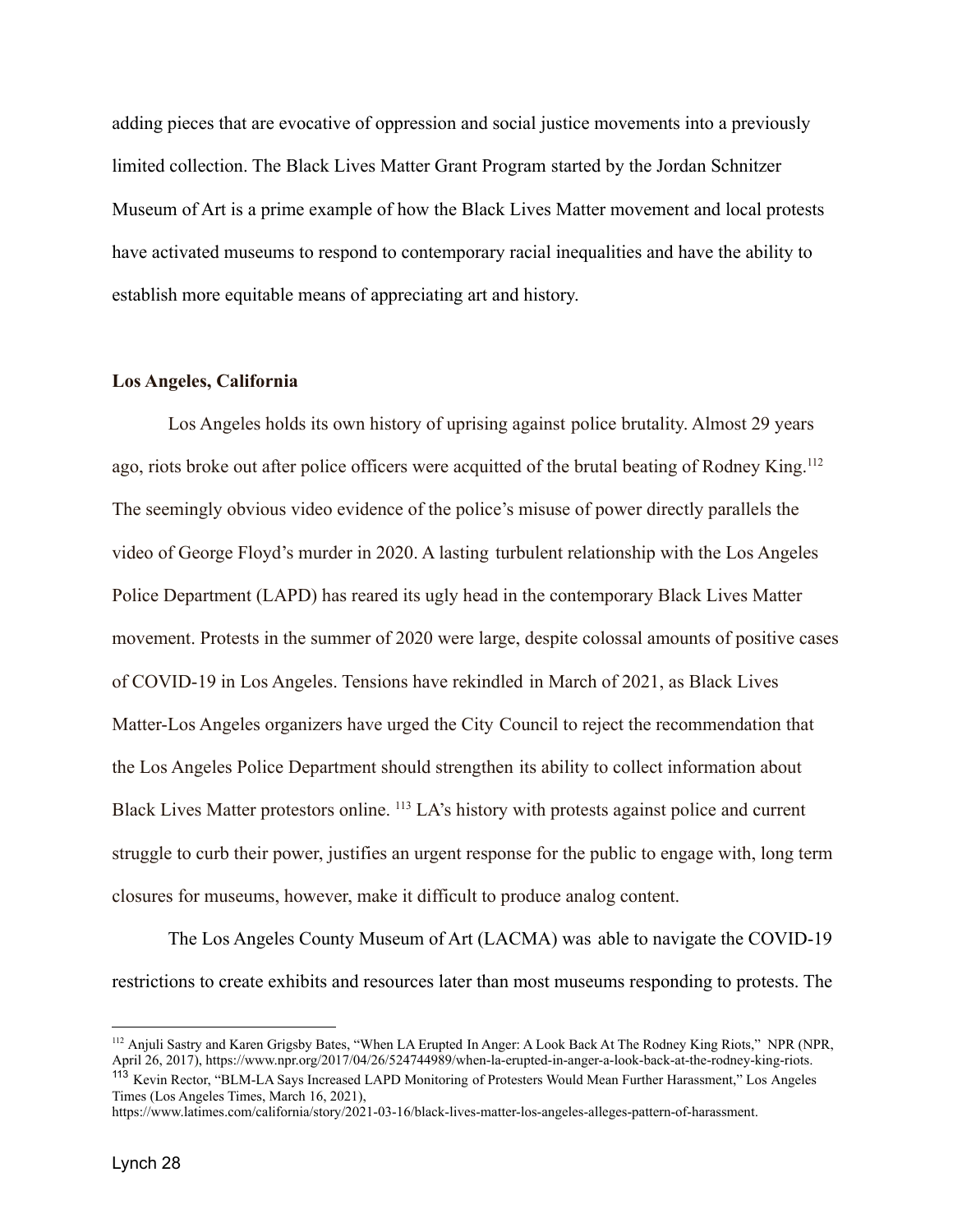adding pieces that are evocative of oppression and social justice movements into a previously limited collection. The Black Lives Matter Grant Program started by the Jordan Schnitzer Museum of Art is a prime example of how the Black Lives Matter movement and local protests have activated museums to respond to contemporary racial inequalities and have the ability to establish more equitable means of appreciating art and history.

**Los Angeles, California**

Los Angeles holds its own history of uprising against police brutality. Almost 29 years ago, riots broke out after police officers were acquitted of the brutal beating of Rodney King.[112] The seemingly obvious video evidence of the police's misuse of power directly parallels the video of George Floyd's murder in 2020. A lasting turbulent relationship with the Los Angeles Police Department (LAPD) has reared its ugly head in the contemporary Black Lives Matter movement. Protests in the summer of 2020 were large, despite colossal amounts of positive cases of COVID-19 in Los Angeles. Tensions have rekindled in March of 2021, as Black Lives Matter-Los Angeles organizers have urged the City Council to reject the recommendation that the Los Angeles Police Department should strengthen its ability to collect information about Black Lives Matter protestors online. [113] LA's history with protests against police and current struggle to curb their power, justifies an urgent response for the public to engage with, long term closures for museums, however, make it difficult to produce analog content.

The Los Angeles County Museum of Art (LACMA) was able to navigate the COVID-19 restrictions to create exhibits and resources later than most museums responding to protests. The

---

[112] Anjuli Sastry and Karen Grigsby Bates, "When LA Erupted In Anger: A Look Back At The Rodney King Riots," NPR (NPR, April 26, 2017), https://www.npr.org/2017/04/26/524744989/when-la-erupted-in-anger-a-look-back-at-the-rodney-king-riots.

[113] Kevin Rector, "BLM-LA Says Increased LAPD Monitoring of Protesters Would Mean Further Harassment," Los Angeles Times (Los Angeles Times, March 16, 2021), https://www.latimes.com/california/story/2021-03-16/black-lives-matter-los-angeles-alleges-pattern-of-harassment.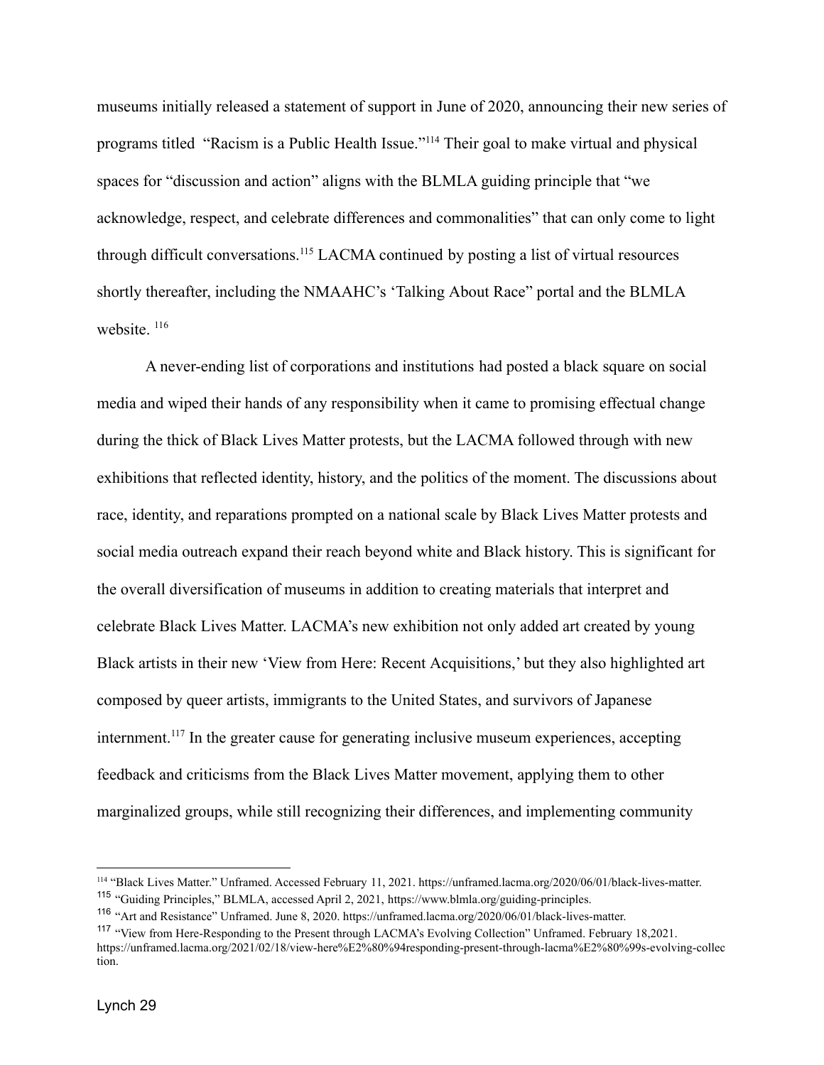museums initially released a statement of support in June of 2020, announcing their new series of programs titled "Racism is a Public Health Issue."[114] Their goal to make virtual and physical spaces for "discussion and action" aligns with the BLMLA guiding principle that "we acknowledge, respect, and celebrate differences and commonalities" that can only come to light through difficult conversations.[115] LACMA continued by posting a list of virtual resources shortly thereafter, including the NMAAHC's 'Talking About Race" portal and the BLMLA website. [116]

A never-ending list of corporations and institutions had posted a black square on social media and wiped their hands of any responsibility when it came to promising effectual change during the thick of Black Lives Matter protests, but the LACMA followed through with new exhibitions that reflected identity, history, and the politics of the moment. The discussions about race, identity, and reparations prompted on a national scale by Black Lives Matter protests and social media outreach expand their reach beyond white and Black history. This is significant for the overall diversification of museums in addition to creating materials that interpret and celebrate Black Lives Matter. LACMA's new exhibition not only added art created by young Black artists in their new 'View from Here: Recent Acquisitions,' but they also highlighted art composed by queer artists, immigrants to the United States, and survivors of Japanese internment.[117] In the greater cause for generating inclusive museum experiences, accepting feedback and criticisms from the Black Lives Matter movement, applying them to other marginalized groups, while still recognizing their differences, and implementing community

---

[114] "Black Lives Matter." Unframed. Accessed February 11, 2021. https://unframed.lacma.org/2020/06/01/black-lives-matter.

[115] "Guiding Principles," BLMLA, accessed April 2, 2021, https://www.blmla.org/guiding-principles.

[116] "Art and Resistance" Unframed. June 8, 2020. https://unframed.lacma.org/2020/06/01/black-lives-matter.

[117] "View from Here-Responding to the Present through LACMA's Evolving Collection" Unframed. February 18,2021. https://unframed.lacma.org/2021/02/18/view-here%E2%80%94responding-present-through-lacma%E2%80%99s-evolving-collection.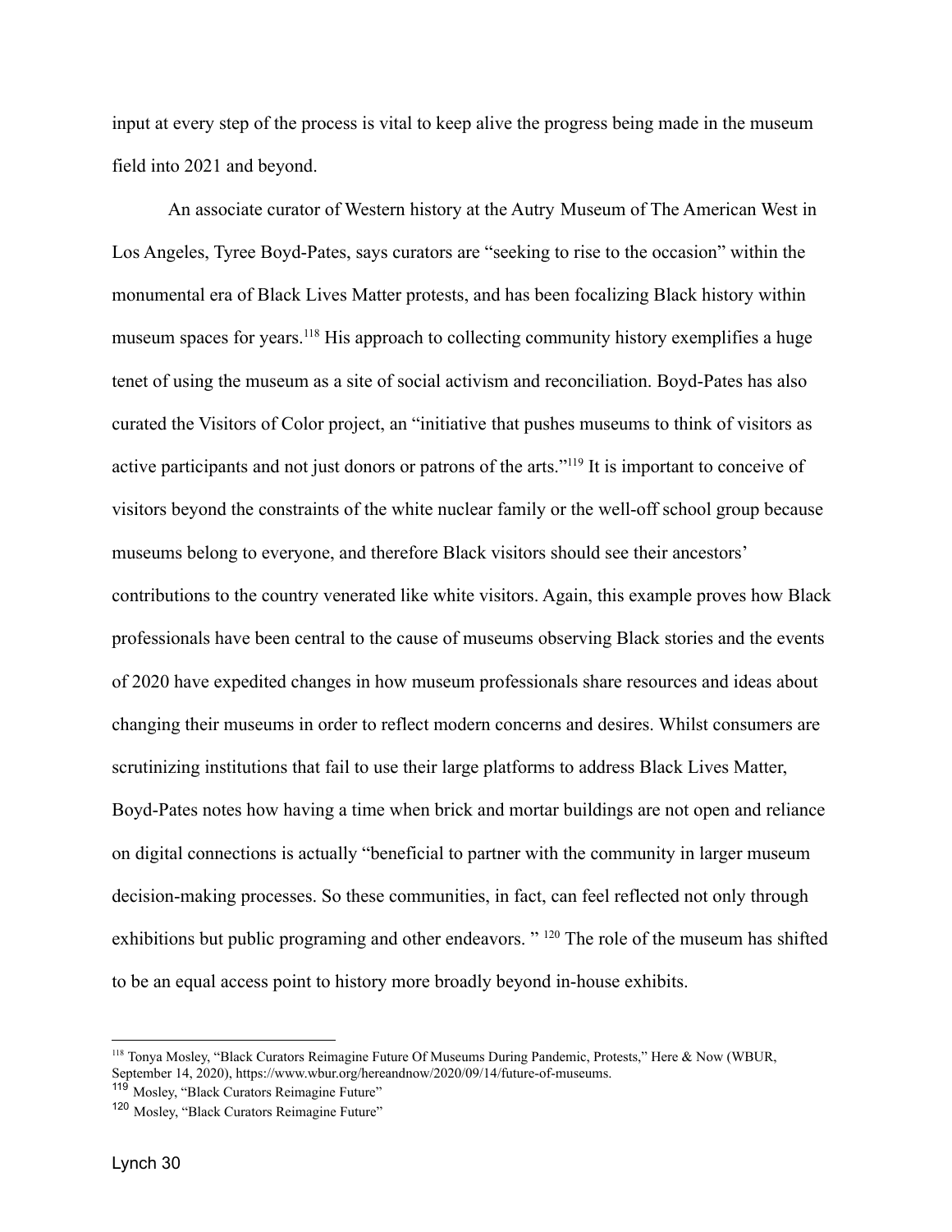input at every step of the process is vital to keep alive the progress being made in the museum field into 2021 and beyond.

An associate curator of Western history at the Autry Museum of The American West in Los Angeles, Tyree Boyd-Pates, says curators are "seeking to rise to the occasion" within the monumental era of Black Lives Matter protests, and has been focalizing Black history within museum spaces for years.[118] His approach to collecting community history exemplifies a huge tenet of using the museum as a site of social activism and reconciliation. Boyd-Pates has also curated the Visitors of Color project, an "initiative that pushes museums to think of visitors as active participants and not just donors or patrons of the arts."[119] It is important to conceive of visitors beyond the constraints of the white nuclear family or the well-off school group because museums belong to everyone, and therefore Black visitors should see their ancestors' contributions to the country venerated like white visitors. Again, this example proves how Black professionals have been central to the cause of museums observing Black stories and the events of 2020 have expedited changes in how museum professionals share resources and ideas about changing their museums in order to reflect modern concerns and desires. Whilst consumers are scrutinizing institutions that fail to use their large platforms to address Black Lives Matter, Boyd-Pates notes how having a time when brick and mortar buildings are not open and reliance on digital connections is actually "beneficial to partner with the community in larger museum decision-making processes. So these communities, in fact, can feel reflected not only through exhibitions but public programing and other endeavors. " [120] The role of the museum has shifted to be an equal access point to history more broadly beyond in-house exhibits.

---

[118] Tonya Mosley, "Black Curators Reimagine Future Of Museums During Pandemic, Protests," Here & Now (WBUR, September 14, 2020), https://www.wbur.org/hereandnow/2020/09/14/future-of-museums.

[119] Mosley, "Black Curators Reimagine Future"

[120] Mosley, "Black Curators Reimagine Future"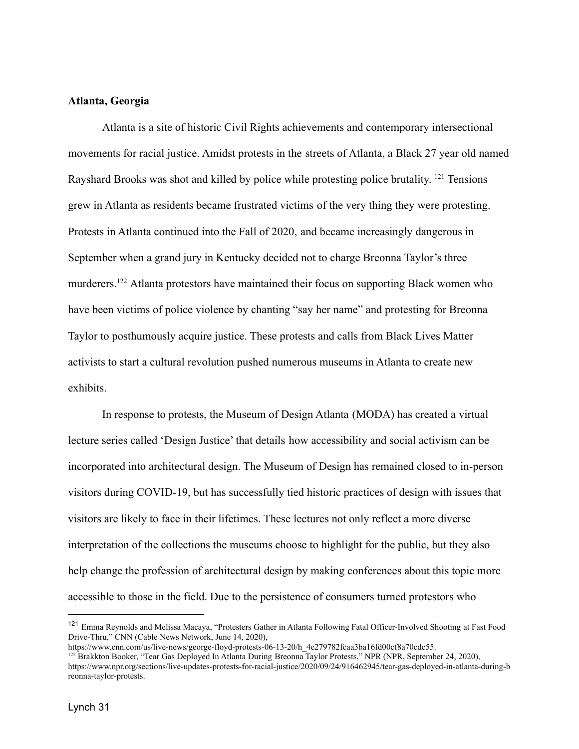**Atlanta, Georgia**

Atlanta is a site of historic Civil Rights achievements and contemporary intersectional movements for racial justice. Amidst protests in the streets of Atlanta, a Black 27 year old named Rayshard Brooks was shot and killed by police while protesting police brutality. [121] Tensions grew in Atlanta as residents became frustrated victims of the very thing they were protesting. Protests in Atlanta continued into the Fall of 2020, and became increasingly dangerous in September when a grand jury in Kentucky decided not to charge Breonna Taylor's three murderers.[122] Atlanta protestors have maintained their focus on supporting Black women who have been victims of police violence by chanting "say her name" and protesting for Breonna Taylor to posthumously acquire justice. These protests and calls from Black Lives Matter activists to start a cultural revolution pushed numerous museums in Atlanta to create new exhibits.

In response to protests, the Museum of Design Atlanta (MODA) has created a virtual lecture series called 'Design Justice' that details how accessibility and social activism can be incorporated into architectural design. The Museum of Design has remained closed to in-person visitors during COVID-19, but has successfully tied historic practices of design with issues that visitors are likely to face in their lifetimes. These lectures not only reflect a more diverse interpretation of the collections the museums choose to highlight for the public, but they also help change the profession of architectural design by making conferences about this topic more accessible to those in the field. Due to the persistence of consumers turned protestors who

---

[121] Emma Reynolds and Melissa Macaya, "Protesters Gather in Atlanta Following Fatal Officer-Involved Shooting at Fast Food Drive-Thru," CNN (Cable News Network, June 14, 2020), https://www.cnn.com/us/live-news/george-floyd-protests-06-13-20/h_4e279782fcaa3ba16fd00cf8a70cdc55.

[122] Brakkton Booker, "Tear Gas Deployed In Atlanta During Breonna Taylor Protests," NPR (NPR, September 24, 2020), https://www.npr.org/sections/live-updates-protests-for-racial-justice/2020/09/24/916462945/tear-gas-deployed-in-atlanta-during-breonna-taylor-protests.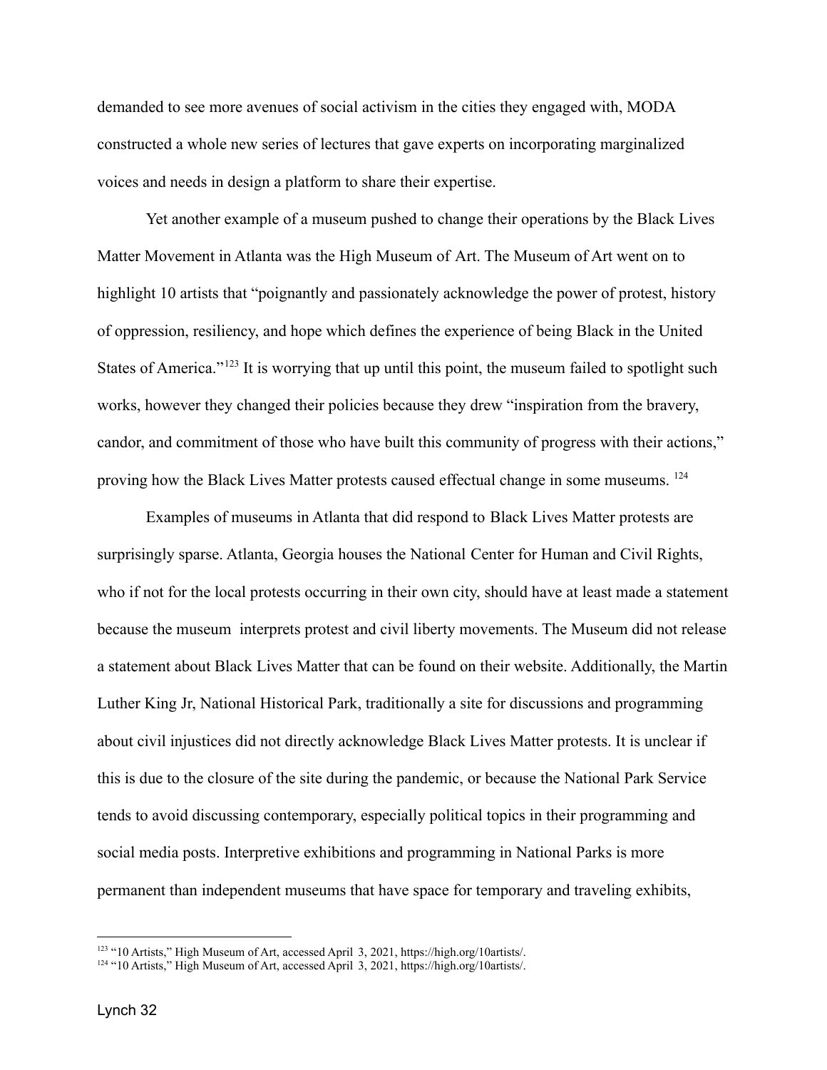demanded to see more avenues of social activism in the cities they engaged with, MODA constructed a whole new series of lectures that gave experts on incorporating marginalized voices and needs in design a platform to share their expertise.

Yet another example of a museum pushed to change their operations by the Black Lives Matter Movement in Atlanta was the High Museum of Art. The Museum of Art went on to highlight 10 artists that "poignantly and passionately acknowledge the power of protest, history of oppression, resiliency, and hope which defines the experience of being Black in the United States of America."[123] It is worrying that up until this point, the museum failed to spotlight such works, however they changed their policies because they drew "inspiration from the bravery, candor, and commitment of those who have built this community of progress with their actions," proving how the Black Lives Matter protests caused effectual change in some museums. [124]

Examples of museums in Atlanta that did respond to Black Lives Matter protests are surprisingly sparse. Atlanta, Georgia houses the National Center for Human and Civil Rights, who if not for the local protests occurring in their own city, should have at least made a statement because the museum interprets protest and civil liberty movements. The Museum did not release a statement about Black Lives Matter that can be found on their website. Additionally, the Martin Luther King Jr, National Historical Park, traditionally a site for discussions and programming about civil injustices did not directly acknowledge Black Lives Matter protests. It is unclear if this is due to the closure of the site during the pandemic, or because the National Park Service tends to avoid discussing contemporary, especially political topics in their programming and social media posts. Interpretive exhibitions and programming in National Parks is more permanent than independent museums that have space for temporary and traveling exhibits,

[123] "10 Artists," High Museum of Art, accessed April 3, 2021, https://high.org/10artists/.
[124] "10 Artists," High Museum of Art, accessed April 3, 2021, https://high.org/10artists/.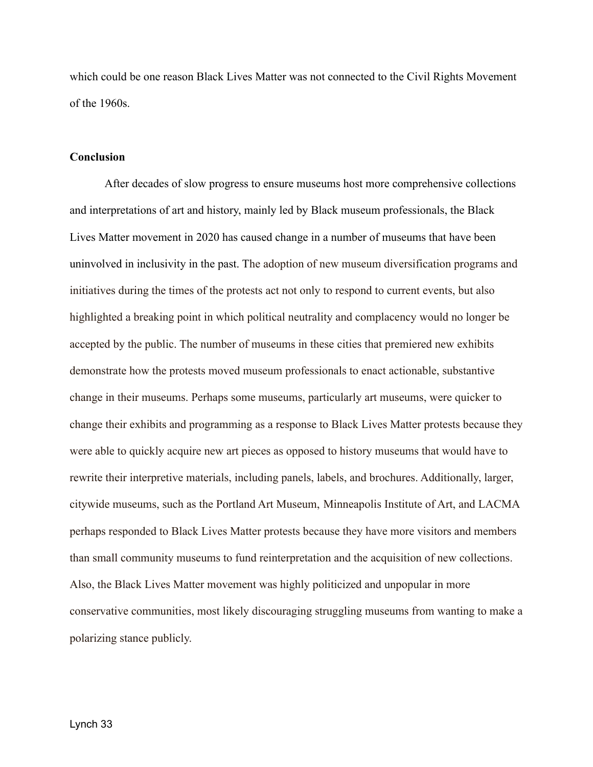which could be one reason Black Lives Matter was not connected to the Civil Rights Movement of the 1960s.

**Conclusion**

After decades of slow progress to ensure museums host more comprehensive collections and interpretations of art and history, mainly led by Black museum professionals, the Black Lives Matter movement in 2020 has caused change in a number of museums that have been uninvolved in inclusivity in the past. The adoption of new museum diversification programs and initiatives during the times of the protests act not only to respond to current events, but also highlighted a breaking point in which political neutrality and complacency would no longer be accepted by the public. The number of museums in these cities that premiered new exhibits demonstrate how the protests moved museum professionals to enact actionable, substantive change in their museums. Perhaps some museums, particularly art museums, were quicker to change their exhibits and programming as a response to Black Lives Matter protests because they were able to quickly acquire new art pieces as opposed to history museums that would have to rewrite their interpretive materials, including panels, labels, and brochures. Additionally, larger, citywide museums, such as the Portland Art Museum, Minneapolis Institute of Art, and LACMA perhaps responded to Black Lives Matter protests because they have more visitors and members than small community museums to fund reinterpretation and the acquisition of new collections. Also, the Black Lives Matter movement was highly politicized and unpopular in more conservative communities, most likely discouraging struggling museums from wanting to make a polarizing stance publicly.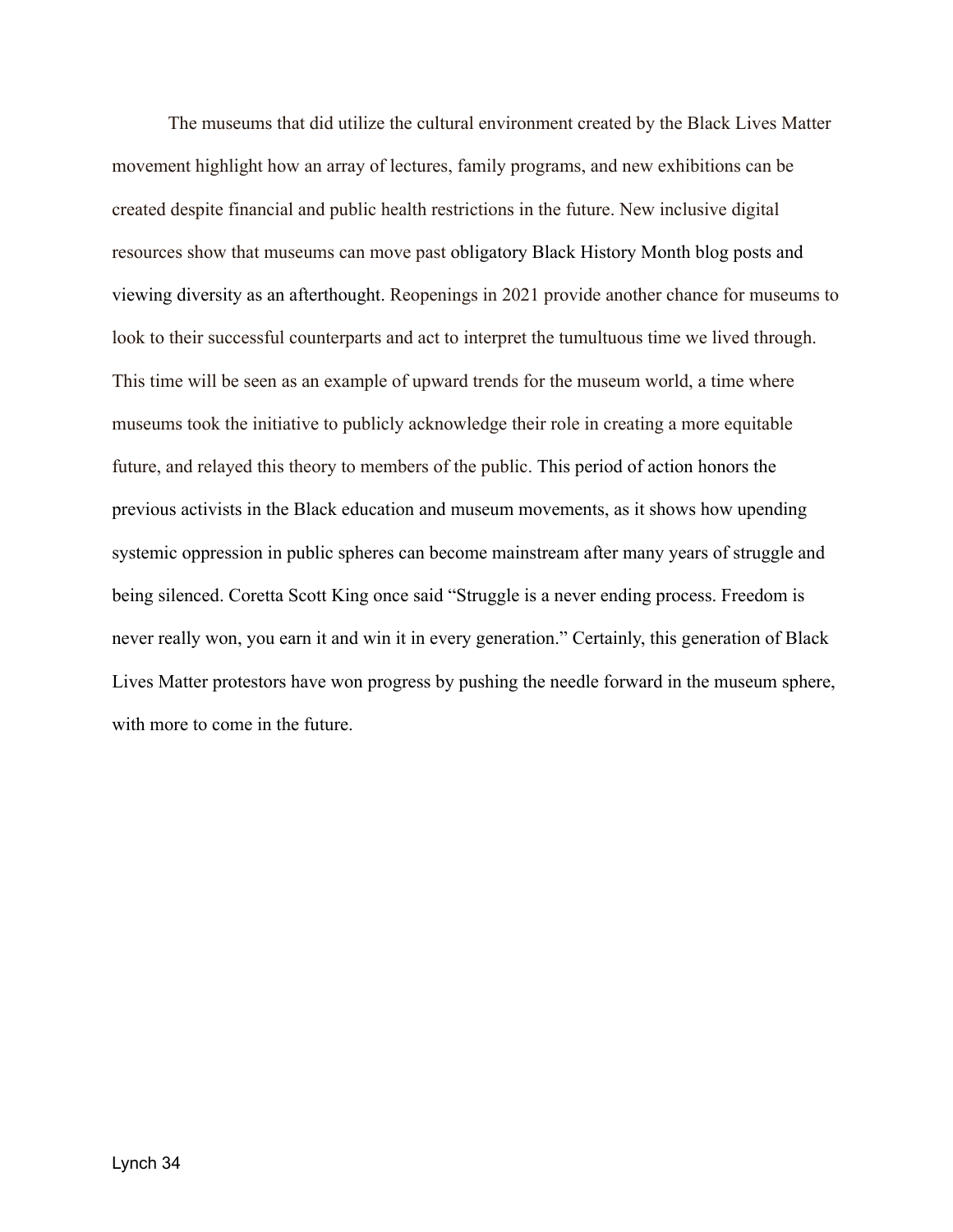The museums that did utilize the cultural environment created by the Black Lives Matter movement highlight how an array of lectures, family programs, and new exhibitions can be created despite financial and public health restrictions in the future. New inclusive digital resources show that museums can move past obligatory Black History Month blog posts and viewing diversity as an afterthought. Reopenings in 2021 provide another chance for museums to look to their successful counterparts and act to interpret the tumultuous time we lived through. This time will be seen as an example of upward trends for the museum world, a time where museums took the initiative to publicly acknowledge their role in creating a more equitable future, and relayed this theory to members of the public. This period of action honors the previous activists in the Black education and museum movements, as it shows how upending systemic oppression in public spheres can become mainstream after many years of struggle and being silenced. Coretta Scott King once said "Struggle is a never ending process. Freedom is never really won, you earn it and win it in every generation." Certainly, this generation of Black Lives Matter protestors have won progress by pushing the needle forward in the museum sphere, with more to come in the future.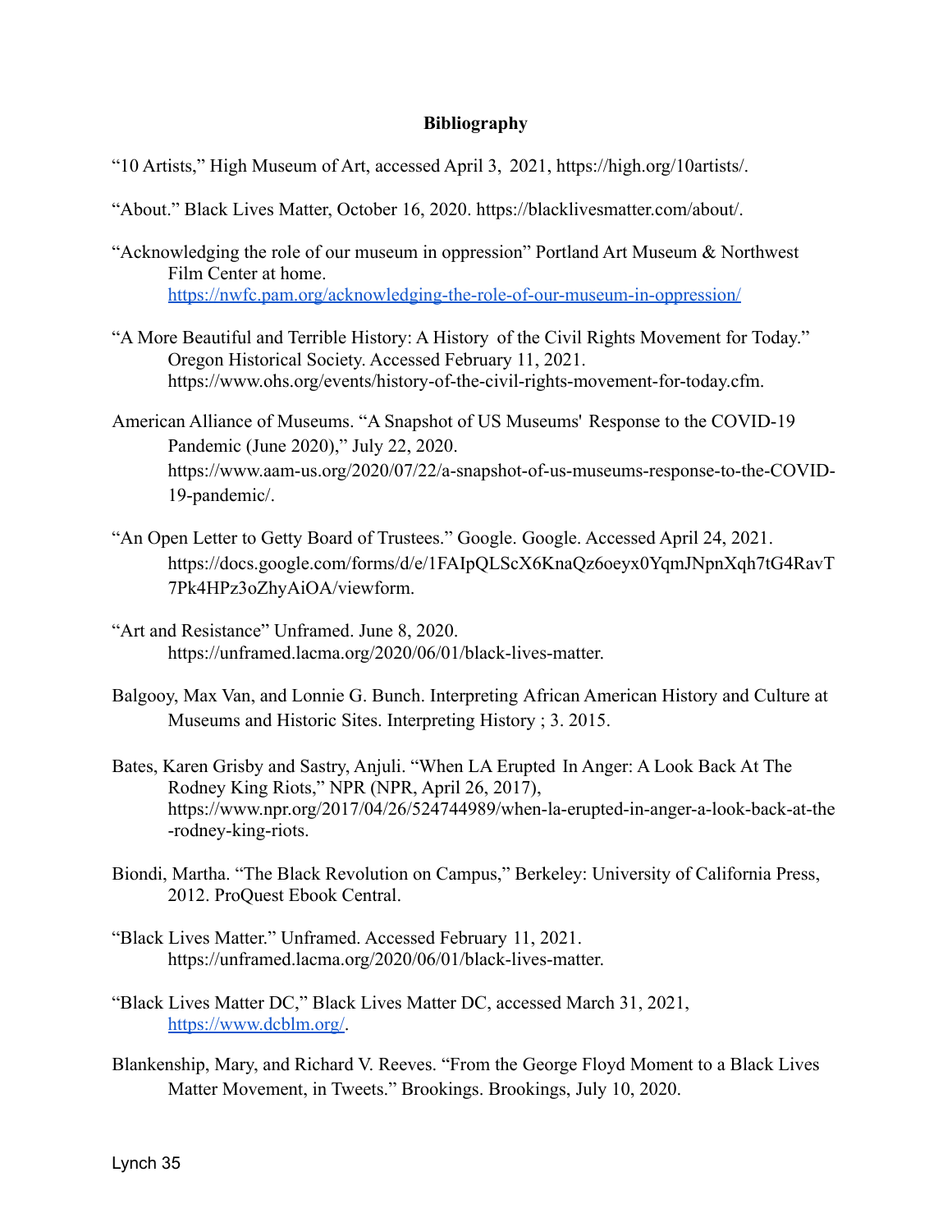**Bibliography**

“10 Artists,” High Museum of Art, accessed April 3, 2021, https://high.org/10artists/.

“About.” Black Lives Matter, October 16, 2020. https://blacklivesmatter.com/about/.

“Acknowledging the role of our museum in oppression” Portland Art Museum & Northwest Film Center at home. https://nwfc.pam.org/acknowledging-the-role-of-our-museum-in-oppression/

“A More Beautiful and Terrible History: A History of the Civil Rights Movement for Today.” Oregon Historical Society. Accessed February 11, 2021. https://www.ohs.org/events/history-of-the-civil-rights-movement-for-today.cfm.

American Alliance of Museums. “A Snapshot of US Museums' Response to the COVID-19 Pandemic (June 2020),” July 22, 2020. https://www.aam-us.org/2020/07/22/a-snapshot-of-us-museums-response-to-the-COVID-19-pandemic/.

“An Open Letter to Getty Board of Trustees.” Google. Google. Accessed April 24, 2021. https://docs.google.com/forms/d/e/1FAIpQLScX6KnaQz6oeyx0YqmJNpnXqh7tG4RavT7Pk4HPz3oZhyAiOA/viewform.

“Art and Resistance” Unframed. June 8, 2020. https://unframed.lacma.org/2020/06/01/black-lives-matter.

Balgooy, Max Van, and Lonnie G. Bunch. Interpreting African American History and Culture at Museums and Historic Sites. Interpreting History ; 3. 2015.

Bates, Karen Grisby and Sastry, Anjuli. “When LA Erupted In Anger: A Look Back At The Rodney King Riots,” NPR (NPR, April 26, 2017), https://www.npr.org/2017/04/26/524744989/when-la-erupted-in-anger-a-look-back-at-the-rodney-king-riots.

Biondi, Martha. “The Black Revolution on Campus,” Berkeley: University of California Press, 2012. ProQuest Ebook Central.

“Black Lives Matter.” Unframed. Accessed February 11, 2021. https://unframed.lacma.org/2020/06/01/black-lives-matter.

“Black Lives Matter DC,” Black Lives Matter DC, accessed March 31, 2021, https://www.dcblm.org/.

Blankenship, Mary, and Richard V. Reeves. “From the George Floyd Moment to a Black Lives Matter Movement, in Tweets.” Brookings. Brookings, July 10, 2020.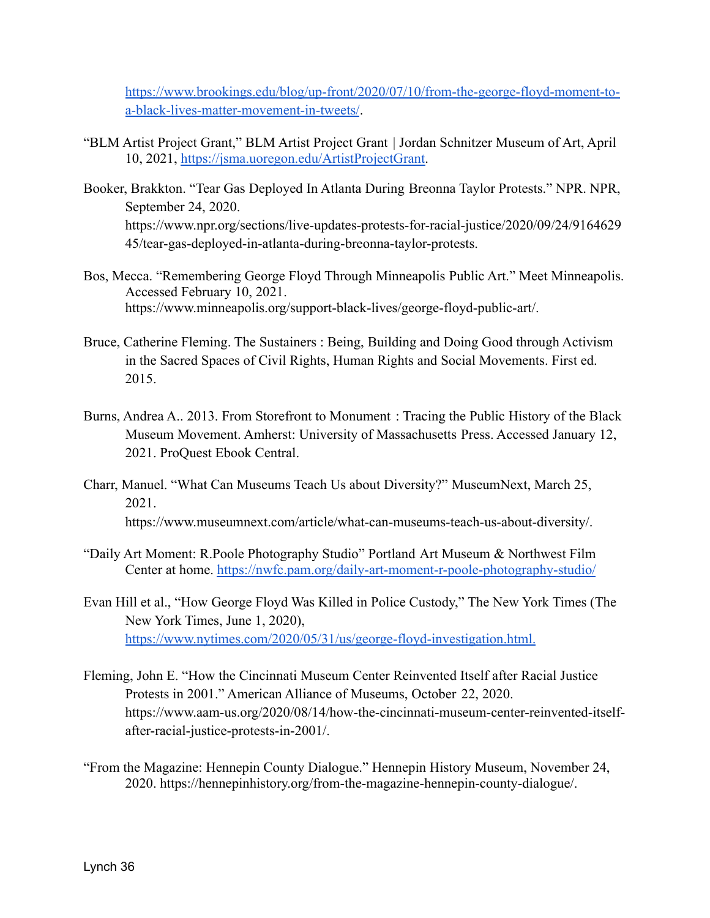https://www.brookings.edu/blog/up-front/2020/07/10/from-the-george-floyd-moment-to-a-black-lives-matter-movement-in-tweets/.

"BLM Artist Project Grant," BLM Artist Project Grant | Jordan Schnitzer Museum of Art, April 10, 2021, https://jsma.uoregon.edu/ArtistProjectGrant.

Booker, Brakkton. "Tear Gas Deployed In Atlanta During Breonna Taylor Protests." NPR. NPR, September 24, 2020. https://www.npr.org/sections/live-updates-protests-for-racial-justice/2020/09/24/916462945/tear-gas-deployed-in-atlanta-during-breonna-taylor-protests.

Bos, Mecca. "Remembering George Floyd Through Minneapolis Public Art." Meet Minneapolis. Accessed February 10, 2021. https://www.minneapolis.org/support-black-lives/george-floyd-public-art/.

Bruce, Catherine Fleming. The Sustainers : Being, Building and Doing Good through Activism in the Sacred Spaces of Civil Rights, Human Rights and Social Movements. First ed. 2015.

Burns, Andrea A.. 2013. From Storefront to Monument : Tracing the Public History of the Black Museum Movement. Amherst: University of Massachusetts Press. Accessed January 12, 2021. ProQuest Ebook Central.

Charr, Manuel. "What Can Museums Teach Us about Diversity?" MuseumNext, March 25, 2021. https://www.museumnext.com/article/what-can-museums-teach-us-about-diversity/.

"Daily Art Moment: R.Poole Photography Studio" Portland Art Museum & Northwest Film Center at home. https://nwfc.pam.org/daily-art-moment-r-poole-photography-studio/

Evan Hill et al., "How George Floyd Was Killed in Police Custody," The New York Times (The New York Times, June 1, 2020), https://www.nytimes.com/2020/05/31/us/george-floyd-investigation.html.

Fleming, John E. "How the Cincinnati Museum Center Reinvented Itself after Racial Justice Protests in 2001." American Alliance of Museums, October 22, 2020. https://www.aam-us.org/2020/08/14/how-the-cincinnati-museum-center-reinvented-itself-after-racial-justice-protests-in-2001/.

"From the Magazine: Hennepin County Dialogue." Hennepin History Museum, November 24, 2020. https://hennepinhistory.org/from-the-magazine-hennepin-county-dialogue/.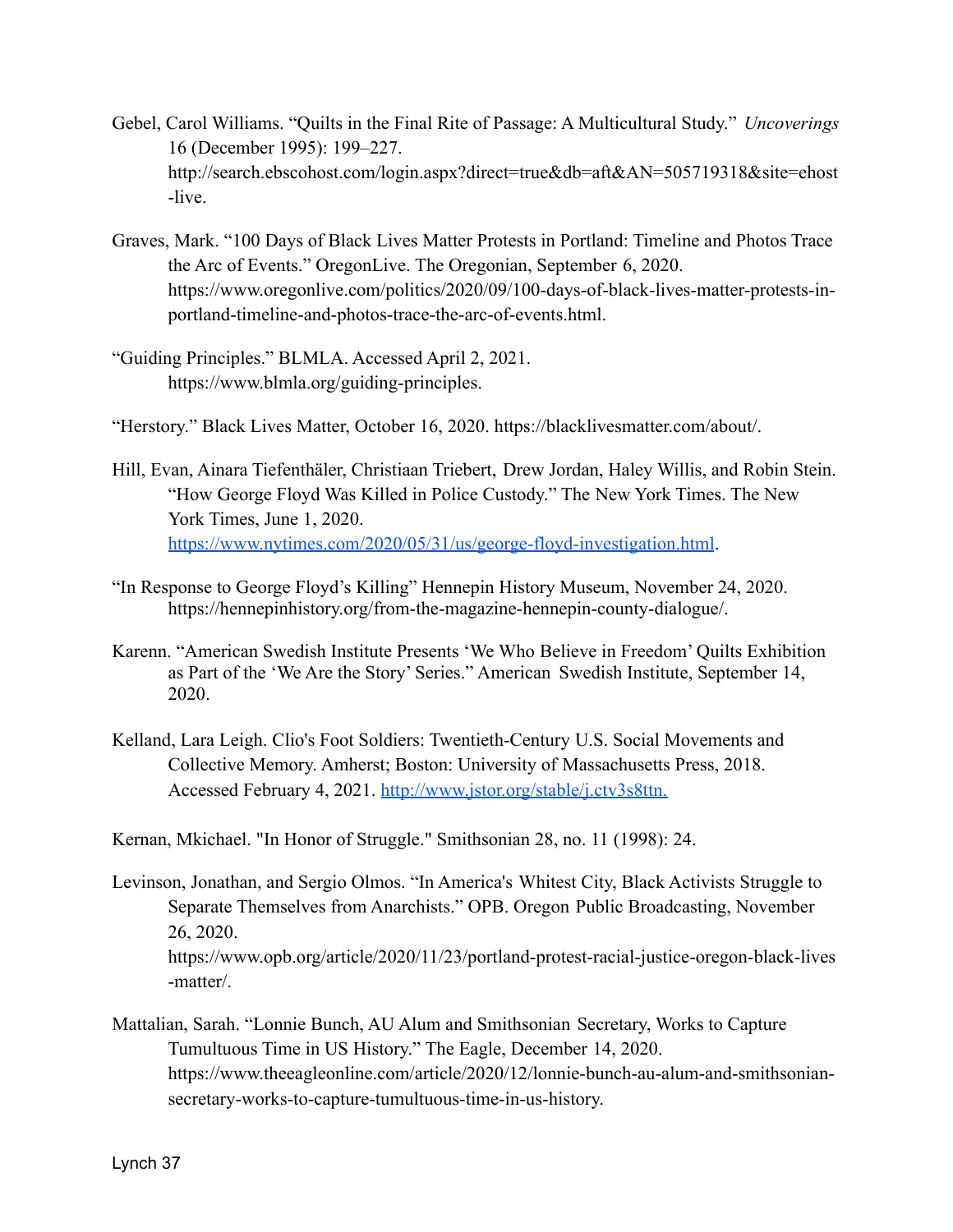Gebel, Carol Williams. "Quilts in the Final Rite of Passage: A Multicultural Study." *Uncoverings* 16 (December 1995): 199–227. http://search.ebscohost.com/login.aspx?direct=true&db=aft&AN=505719318&site=ehost-live.

Graves, Mark. "100 Days of Black Lives Matter Protests in Portland: Timeline and Photos Trace the Arc of Events." OregonLive. The Oregonian, September 6, 2020. https://www.oregonlive.com/politics/2020/09/100-days-of-black-lives-matter-protests-in-portland-timeline-and-photos-trace-the-arc-of-events.html.

"Guiding Principles." BLMLA. Accessed April 2, 2021. https://www.blmla.org/guiding-principles.

"Herstory." Black Lives Matter, October 16, 2020. https://blacklivesmatter.com/about/.

Hill, Evan, Ainara Tiefenthäler, Christiaan Triebert, Drew Jordan, Haley Willis, and Robin Stein. "How George Floyd Was Killed in Police Custody." The New York Times. The New York Times, June 1, 2020. [https://www.nytimes.com/2020/05/31/us/george-floyd-investigation.html](https://www.nytimes.com/2020/05/31/us/george-floyd-investigation.html).

"In Response to George Floyd's Killing" Hennepin History Museum, November 24, 2020. https://hennepinhistory.org/from-the-magazine-hennepin-county-dialogue/.

Karenn. "American Swedish Institute Presents 'We Who Believe in Freedom' Quilts Exhibition as Part of the 'We Are the Story' Series." American Swedish Institute, September 14, 2020.

Kelland, Lara Leigh. Clio's Foot Soldiers: Twentieth-Century U.S. Social Movements and Collective Memory. Amherst; Boston: University of Massachusetts Press, 2018. Accessed February 4, 2021. [http://www.jstor.org/stable/j.ctv3s8ttn.](http://www.jstor.org/stable/j.ctv3s8ttn.)

Kernan, Mkichael. "In Honor of Struggle." Smithsonian 28, no. 11 (1998): 24.

Levinson, Jonathan, and Sergio Olmos. "In America's Whitest City, Black Activists Struggle to Separate Themselves from Anarchists." OPB. Oregon Public Broadcasting, November 26, 2020. https://www.opb.org/article/2020/11/23/portland-protest-racial-justice-oregon-black-lives-matter/.

Mattalian, Sarah. "Lonnie Bunch, AU Alum and Smithsonian Secretary, Works to Capture Tumultuous Time in US History." The Eagle, December 14, 2020. https://www.theeagleonline.com/article/2020/12/lonnie-bunch-au-alum-and-smithsonian-secretary-works-to-capture-tumultuous-time-in-us-history.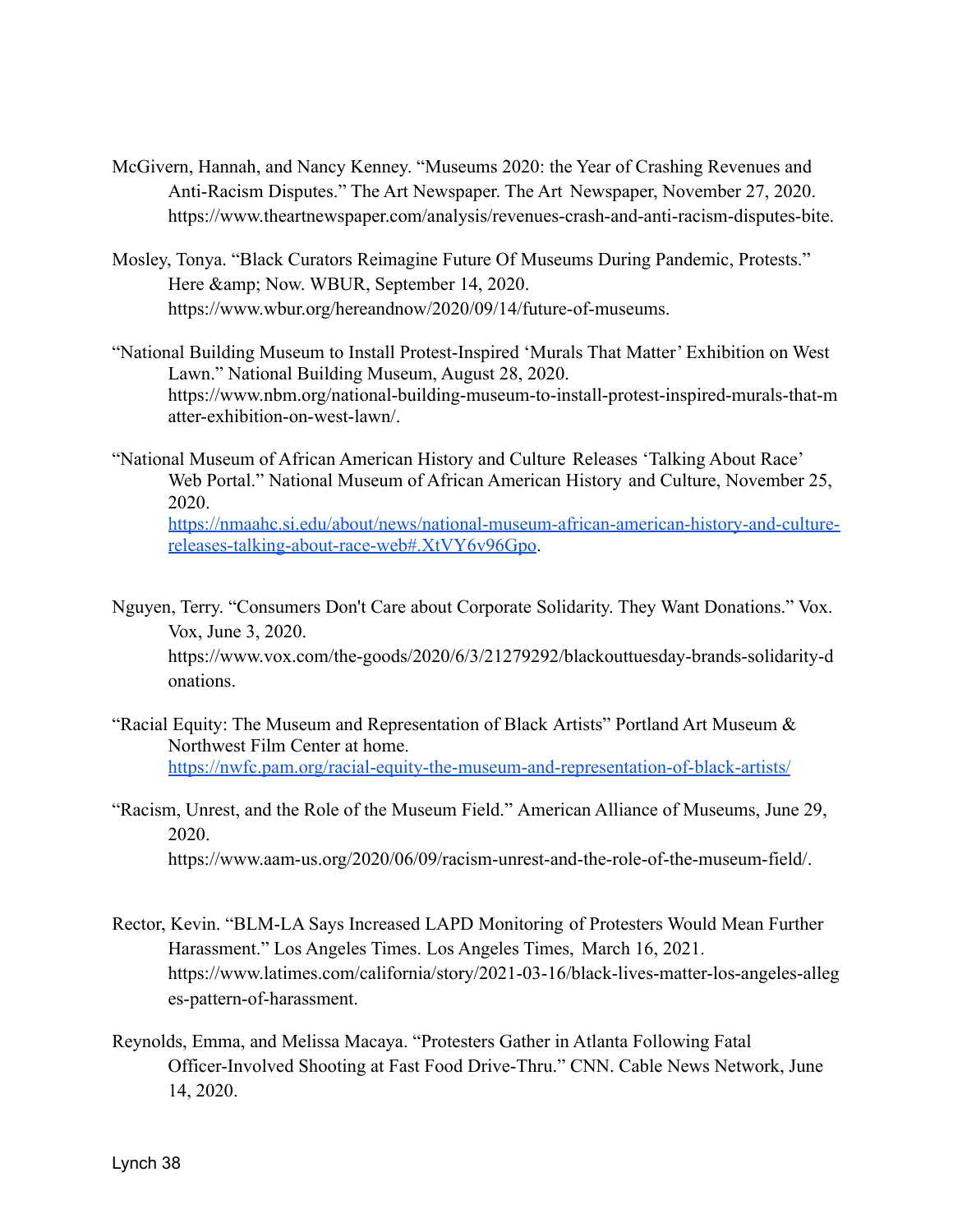McGivern, Hannah, and Nancy Kenney. "Museums 2020: the Year of Crashing Revenues and Anti-Racism Disputes." The Art Newspaper. The Art Newspaper, November 27, 2020. https://www.theartnewspaper.com/analysis/revenues-crash-and-anti-racism-disputes-bite.

Mosley, Tonya. "Black Curators Reimagine Future Of Museums During Pandemic, Protests." Here &amp; Now. WBUR, September 14, 2020. https://www.wbur.org/hereandnow/2020/09/14/future-of-museums.

"National Building Museum to Install Protest-Inspired 'Murals That Matter' Exhibition on West Lawn." National Building Museum, August 28, 2020. https://www.nbm.org/national-building-museum-to-install-protest-inspired-murals-that-matter-exhibition-on-west-lawn/.

"National Museum of African American History and Culture Releases 'Talking About Race' Web Portal." National Museum of African American History and Culture, November 25, 2020. https://nmaahc.si.edu/about/news/national-museum-african-american-history-and-culture-releases-talking-about-race-web#.XtVY6v96Gpo.

Nguyen, Terry. "Consumers Don't Care about Corporate Solidarity. They Want Donations." Vox. Vox, June 3, 2020. https://www.vox.com/the-goods/2020/6/3/21279292/blackouttuesday-brands-solidarity-donations.

"Racial Equity: The Museum and Representation of Black Artists" Portland Art Museum & Northwest Film Center at home. https://nwfc.pam.org/racial-equity-the-museum-and-representation-of-black-artists/

"Racism, Unrest, and the Role of the Museum Field." American Alliance of Museums, June 29, 2020. https://www.aam-us.org/2020/06/09/racism-unrest-and-the-role-of-the-museum-field/.

Rector, Kevin. "BLM-LA Says Increased LAPD Monitoring of Protesters Would Mean Further Harassment." Los Angeles Times. Los Angeles Times, March 16, 2021. https://www.latimes.com/california/story/2021-03-16/black-lives-matter-los-angeles-alleges-pattern-of-harassment.

Reynolds, Emma, and Melissa Macaya. "Protesters Gather in Atlanta Following Fatal Officer-Involved Shooting at Fast Food Drive-Thru." CNN. Cable News Network, June 14, 2020.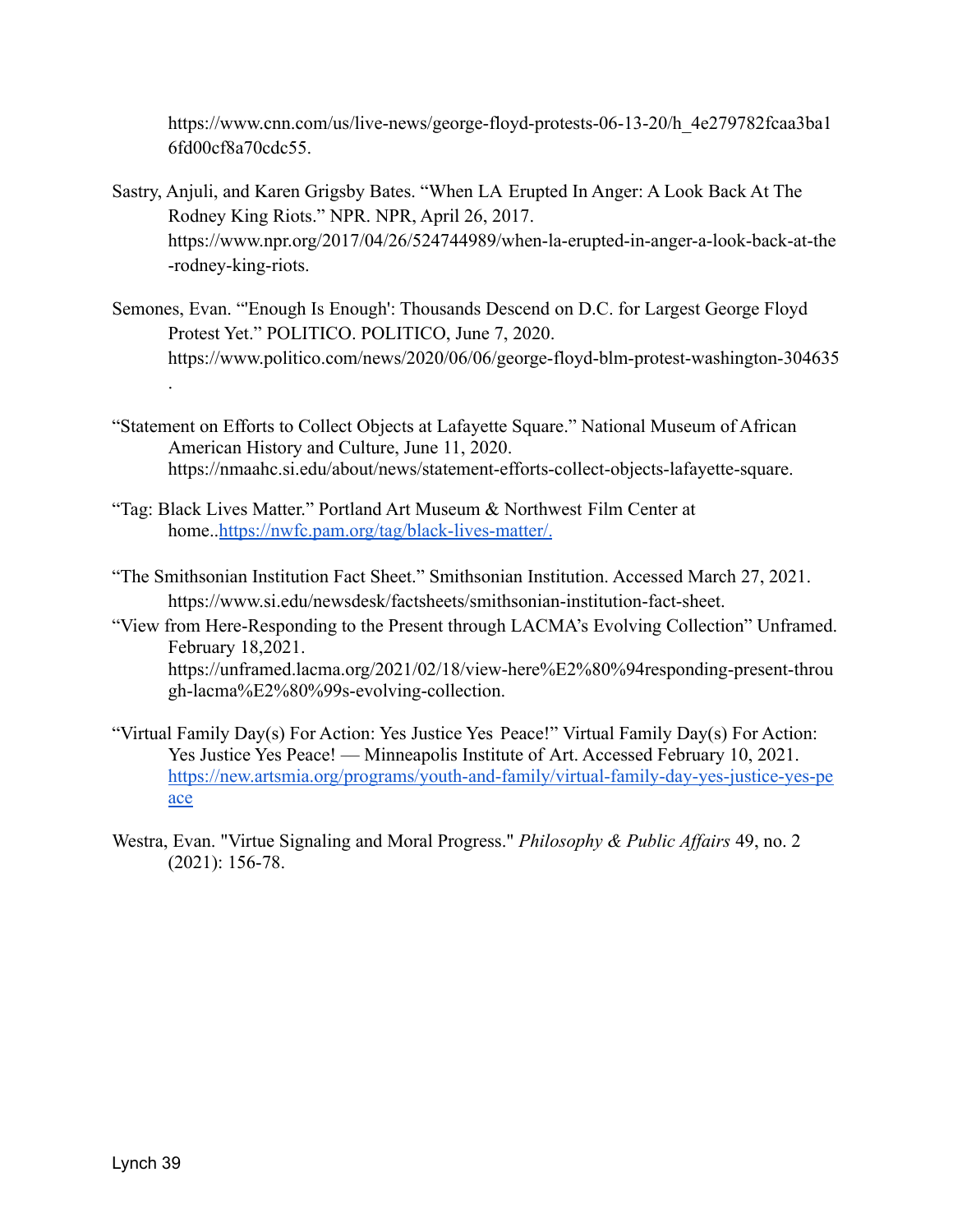https://www.cnn.com/us/live-news/george-floyd-protests-06-13-20/h_4e279782fcaa3ba16fd00cf8a70cdc55.

Sastry, Anjuli, and Karen Grigsby Bates. "When LA Erupted In Anger: A Look Back At The Rodney King Riots." NPR. NPR, April 26, 2017. https://www.npr.org/2017/04/26/524744989/when-la-erupted-in-anger-a-look-back-at-the-rodney-king-riots.

Semones, Evan. "'Enough Is Enough': Thousands Descend on D.C. for Largest George Floyd Protest Yet." POLITICO. POLITICO, June 7, 2020. https://www.politico.com/news/2020/06/06/george-floyd-blm-protest-washington-304635.

"Statement on Efforts to Collect Objects at Lafayette Square." National Museum of African American History and Culture, June 11, 2020. https://nmaahc.si.edu/about/news/statement-efforts-collect-objects-lafayette-square.

"Tag: Black Lives Matter." Portland Art Museum & Northwest Film Center at home..https://nwfc.pam.org/tag/black-lives-matter/.

"The Smithsonian Institution Fact Sheet." Smithsonian Institution. Accessed March 27, 2021. https://www.si.edu/newsdesk/factsheets/smithsonian-institution-fact-sheet.

"View from Here-Responding to the Present through LACMA's Evolving Collection" Unframed. February 18,2021. https://unframed.lacma.org/2021/02/18/view-here%E2%80%94responding-present-through-lacma%E2%80%99s-evolving-collection.

"Virtual Family Day(s) For Action: Yes Justice Yes Peace!" Virtual Family Day(s) For Action: Yes Justice Yes Peace! — Minneapolis Institute of Art. Accessed February 10, 2021. https://new.artsmia.org/programs/youth-and-family/virtual-family-day-yes-justice-yes-peace

Westra, Evan. "Virtue Signaling and Moral Progress." *Philosophy & Public Affairs* 49, no. 2 (2021): 156-78.